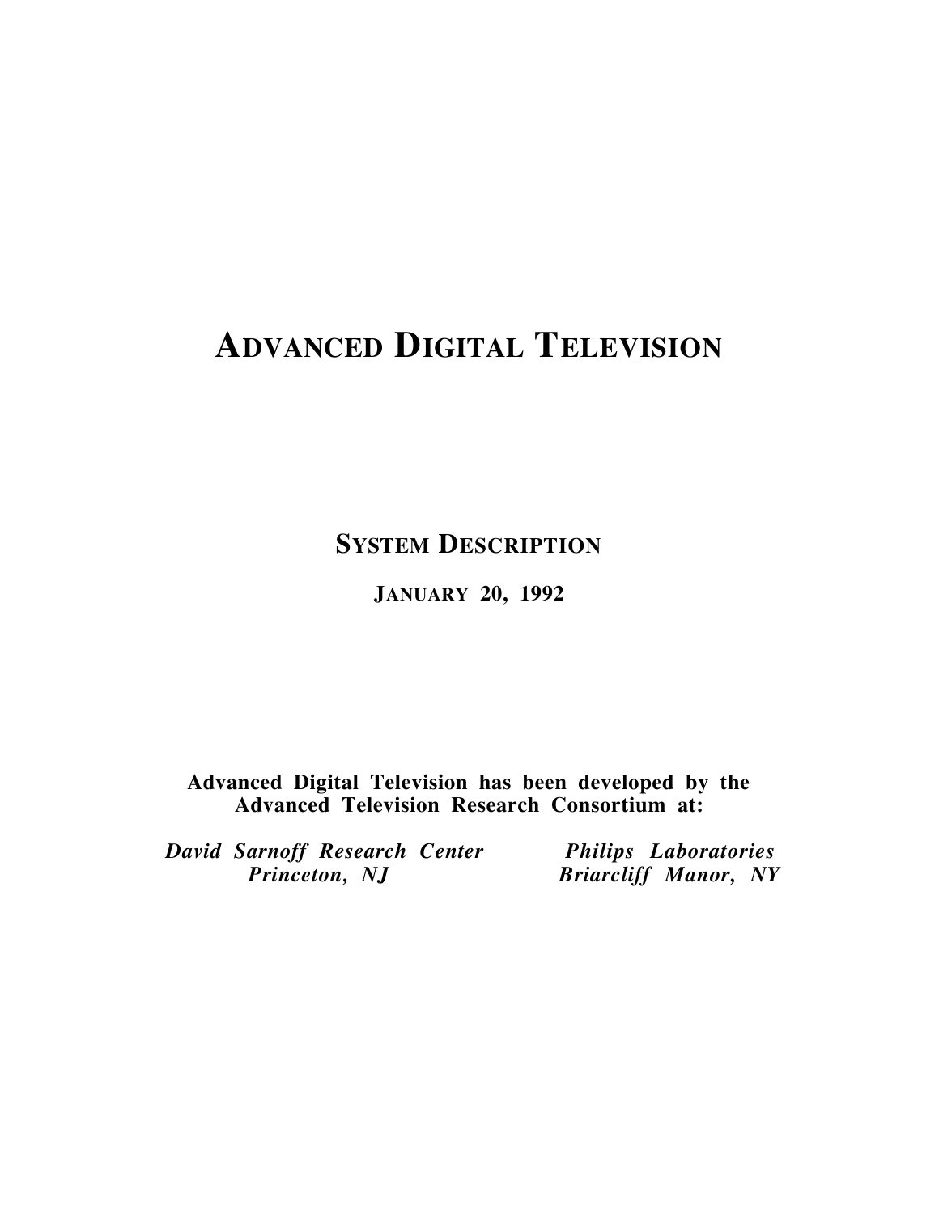# ADVANCED DIGITAL TELEVISION

## SYSTEM DESCRIPTION

### JANUARY 20, 1992

**Advanced Digital Television has been developed by the Advanced Television Research Consortium at:**

***David Sarnoff Research Center***
***Princeton, NJ***

***Philips Laboratories***
***Briarcliff Manor, NY***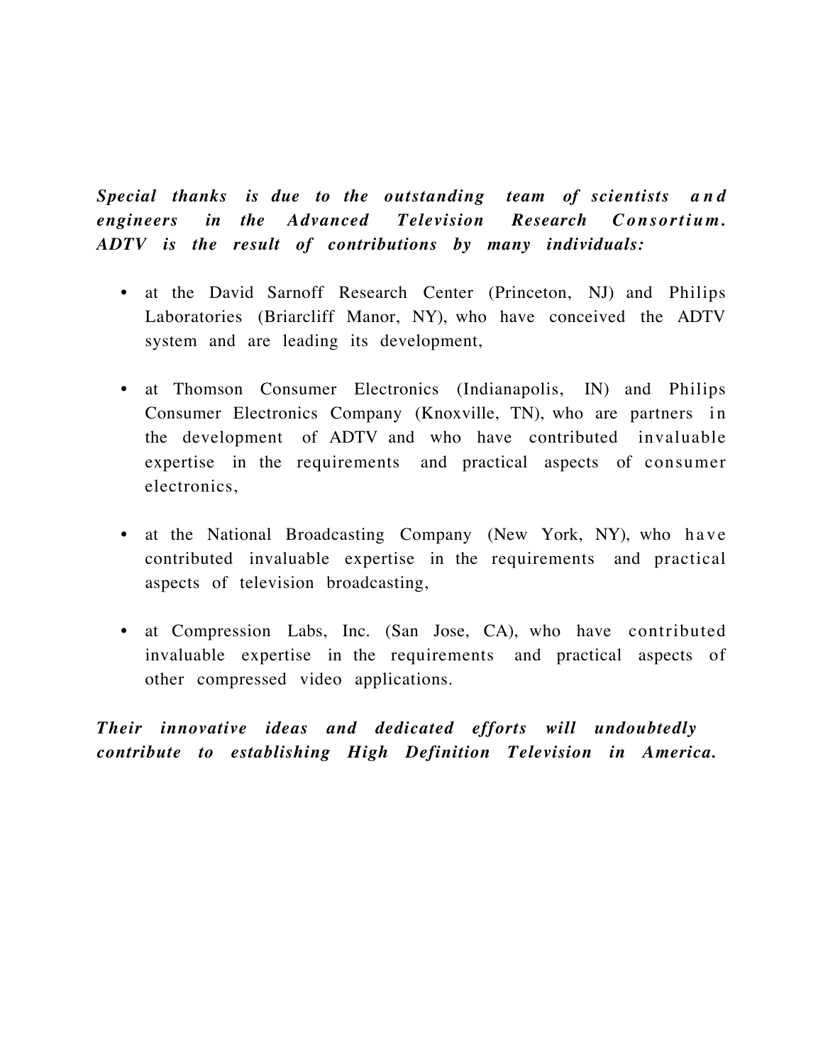*Special thanks is due to the outstanding team of scientists and engineers in the Advanced Television Research Consortium. ADTV is the result of contributions by many individuals:*

- at the David Sarnoff Research Center (Princeton, NJ) and Philips Laboratories (Briarcliff Manor, NY), who have conceived the ADTV system and are leading its development,

- at Thomson Consumer Electronics (Indianapolis, IN) and Philips Consumer Electronics Company (Knoxville, TN), who are partners in the development of ADTV and who have contributed invaluable expertise in the requirements and practical aspects of consumer electronics,

- at the National Broadcasting Company (New York, NY), who have contributed invaluable expertise in the requirements and practical aspects of television broadcasting,

- at Compression Labs, Inc. (San Jose, CA), who have contributed invaluable expertise in the requirements and practical aspects of other compressed video applications.

*Their innovative ideas and dedicated efforts will undoubtedly contribute to establishing High Definition Television in America.*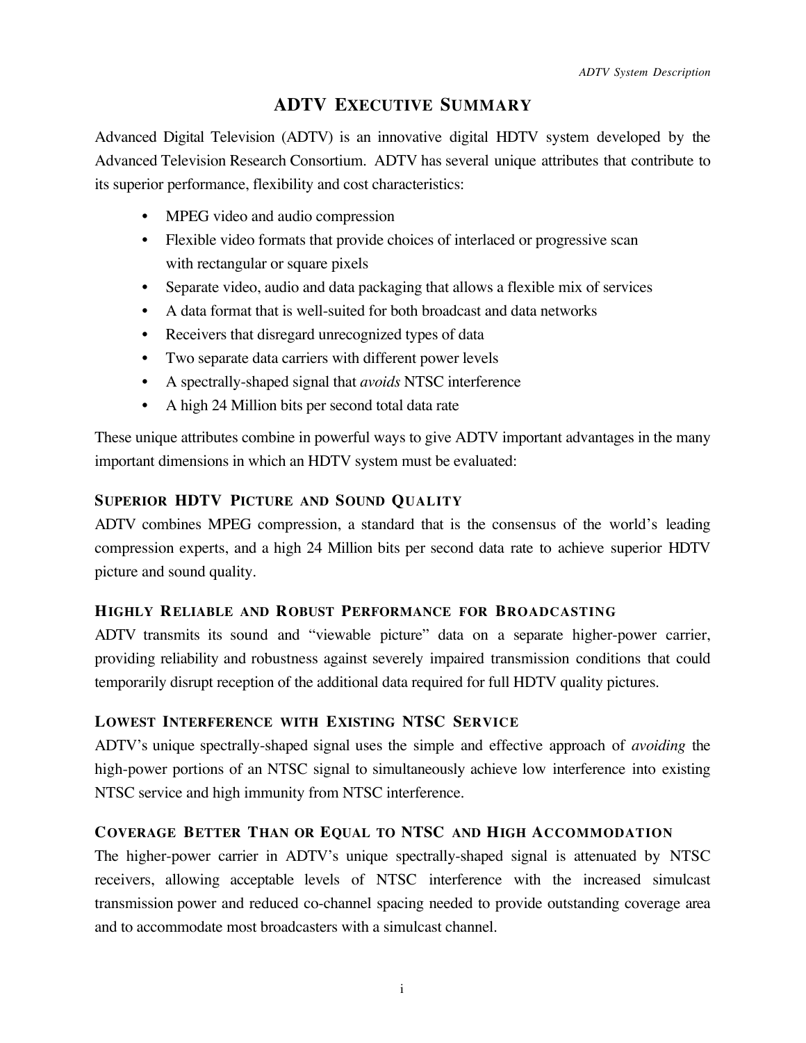# ADTV Executive Summary

Advanced Digital Television (ADTV) is an innovative digital HDTV system developed by the Advanced Television Research Consortium. ADTV has several unique attributes that contribute to its superior performance, flexibility and cost characteristics:

- MPEG video and audio compression
- Flexible video formats that provide choices of interlaced or progressive scan with rectangular or square pixels
- Separate video, audio and data packaging that allows a flexible mix of services
- A data format that is well-suited for both broadcast and data networks
- Receivers that disregard unrecognized types of data
- Two separate data carriers with different power levels
- A spectrally-shaped signal that *avoids* NTSC interference
- A high 24 Million bits per second total data rate

These unique attributes combine in powerful ways to give ADTV important advantages in the many important dimensions in which an HDTV system must be evaluated:

## Superior HDTV Picture and Sound Quality

ADTV combines MPEG compression, a standard that is the consensus of the world's leading compression experts, and a high 24 Million bits per second data rate to achieve superior HDTV picture and sound quality.

## Highly Reliable and Robust Performance for Broadcasting

ADTV transmits its sound and "viewable picture" data on a separate higher-power carrier, providing reliability and robustness against severely impaired transmission conditions that could temporarily disrupt reception of the additional data required for full HDTV quality pictures.

## Lowest Interference with Existing NTSC Service

ADTV's unique spectrally-shaped signal uses the simple and effective approach of *avoiding* the high-power portions of an NTSC signal to simultaneously achieve low interference into existing NTSC service and high immunity from NTSC interference.

## Coverage Better Than or Equal to NTSC and High Accommodation

The higher-power carrier in ADTV's unique spectrally-shaped signal is attenuated by NTSC receivers, allowing acceptable levels of NTSC interference with the increased simulcast transmission power and reduced co-channel spacing needed to provide outstanding coverage area and to accommodate most broadcasters with a simulcast channel.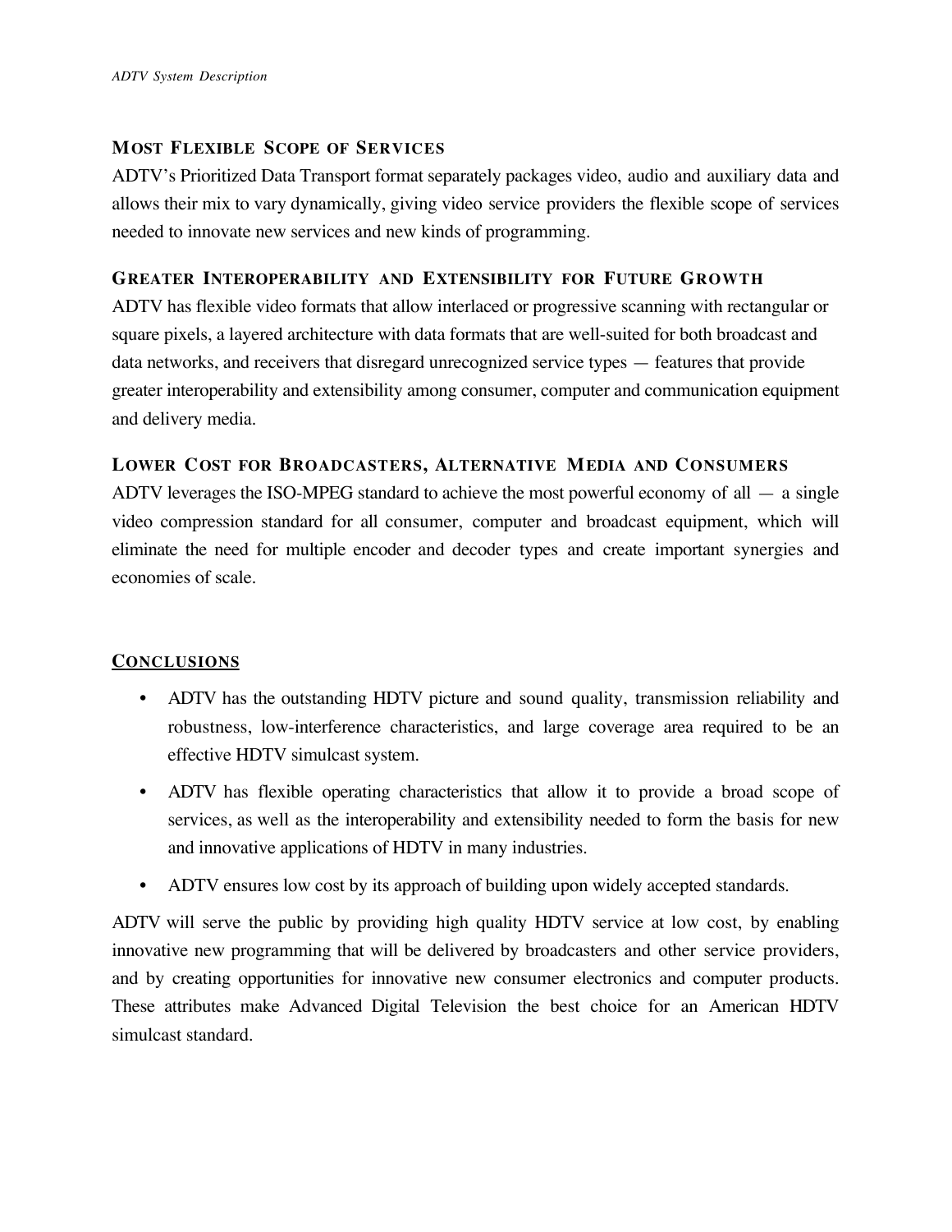### Most Flexible Scope of Services

ADTV's Prioritized Data Transport format separately packages video, audio and auxiliary data and allows their mix to vary dynamically, giving video service providers the flexible scope of services needed to innovate new services and new kinds of programming.

### Greater Interoperability and Extensibility for Future Growth

ADTV has flexible video formats that allow interlaced or progressive scanning with rectangular or square pixels, a layered architecture with data formats that are well-suited for both broadcast and data networks, and receivers that disregard unrecognized service types — features that provide greater interoperability and extensibility among consumer, computer and communication equipment and delivery media.

### Lower Cost for Broadcasters, Alternative Media and Consumers

ADTV leverages the ISO-MPEG standard to achieve the most powerful economy of all — a single video compression standard for all consumer, computer and broadcast equipment, which will eliminate the need for multiple encoder and decoder types and create important synergies and economies of scale.

## Conclusions

- ADTV has the outstanding HDTV picture and sound quality, transmission reliability and robustness, low-interference characteristics, and large coverage area required to be an effective HDTV simulcast system.
- ADTV has flexible operating characteristics that allow it to provide a broad scope of services, as well as the interoperability and extensibility needed to form the basis for new and innovative applications of HDTV in many industries.
- ADTV ensures low cost by its approach of building upon widely accepted standards.

ADTV will serve the public by providing high quality HDTV service at low cost, by enabling innovative new programming that will be delivered by broadcasters and other service providers, and by creating opportunities for innovative new consumer electronics and computer products. These attributes make Advanced Digital Television the best choice for an American HDTV simulcast standard.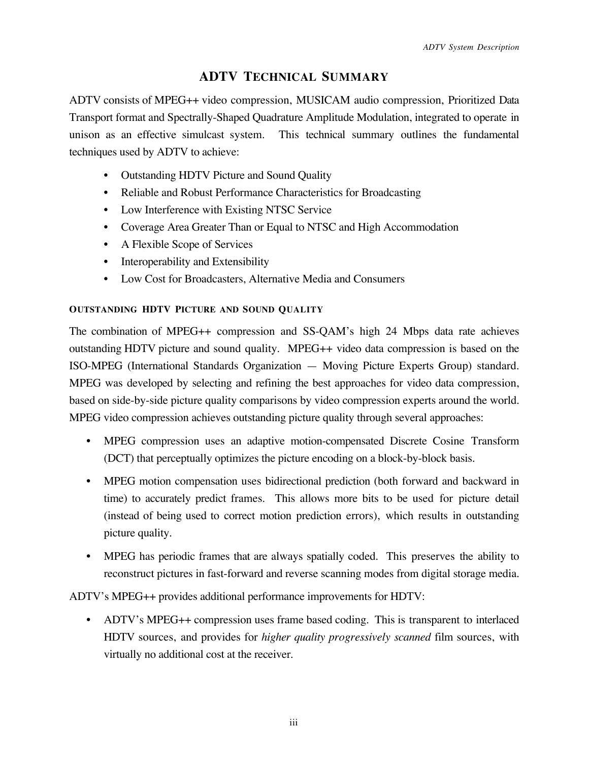## ADTV TECHNICAL SUMMARY

ADTV consists of MPEG++ video compression, MUSICAM audio compression, Prioritized Data Transport format and Spectrally-Shaped Quadrature Amplitude Modulation, integrated to operate in unison as an effective simulcast system. This technical summary outlines the fundamental techniques used by ADTV to achieve:

- Outstanding HDTV Picture and Sound Quality
- Reliable and Robust Performance Characteristics for Broadcasting
- Low Interference with Existing NTSC Service
- Coverage Area Greater Than or Equal to NTSC and High Accommodation
- A Flexible Scope of Services
- Interoperability and Extensibility
- Low Cost for Broadcasters, Alternative Media and Consumers

### OUTSTANDING HDTV PICTURE AND SOUND QUALITY

The combination of MPEG++ compression and SS-QAM's high 24 Mbps data rate achieves outstanding HDTV picture and sound quality. MPEG++ video data compression is based on the ISO-MPEG (International Standards Organization — Moving Picture Experts Group) standard. MPEG was developed by selecting and refining the best approaches for video data compression, based on side-by-side picture quality comparisons by video compression experts around the world. MPEG video compression achieves outstanding picture quality through several approaches:

- MPEG compression uses an adaptive motion-compensated Discrete Cosine Transform (DCT) that perceptually optimizes the picture encoding on a block-by-block basis.
- MPEG motion compensation uses bidirectional prediction (both forward and backward in time) to accurately predict frames. This allows more bits to be used for picture detail (instead of being used to correct motion prediction errors), which results in outstanding picture quality.
- MPEG has periodic frames that are always spatially coded. This preserves the ability to reconstruct pictures in fast-forward and reverse scanning modes from digital storage media.

ADTV's MPEG++ provides additional performance improvements for HDTV:

- ADTV's MPEG++ compression uses frame based coding. This is transparent to interlaced HDTV sources, and provides for *higher quality progressively scanned* film sources, with virtually no additional cost at the receiver.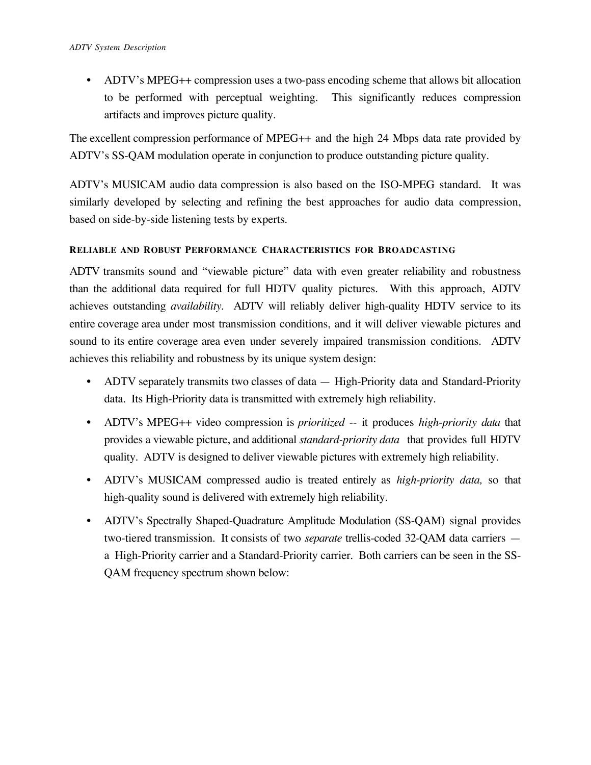- ADTV's MPEG++ compression uses a two-pass encoding scheme that allows bit allocation to be performed with perceptual weighting. This significantly reduces compression artifacts and improves picture quality.

The excellent compression performance of MPEG++ and the high 24 Mbps data rate provided by ADTV's SS-QAM modulation operate in conjunction to produce outstanding picture quality.

ADTV's MUSICAM audio data compression is also based on the ISO-MPEG standard. It was similarly developed by selecting and refining the best approaches for audio data compression, based on side-by-side listening tests by experts.

#### RELIABLE AND ROBUST PERFORMANCE CHARACTERISTICS FOR BROADCASTING

ADTV transmits sound and "viewable picture" data with even greater reliability and robustness than the additional data required for full HDTV quality pictures. With this approach, ADTV achieves outstanding *availability*. ADTV will reliably deliver high-quality HDTV service to its entire coverage area under most transmission conditions, and it will deliver viewable pictures and sound to its entire coverage area even under severely impaired transmission conditions. ADTV achieves this reliability and robustness by its unique system design:

- ADTV separately transmits two classes of data — High-Priority data and Standard-Priority data. Its High-Priority data is transmitted with extremely high reliability.
- ADTV's MPEG++ video compression is *prioritized* -- it produces *high-priority data* that provides a viewable picture, and additional *standard-priority data* that provides full HDTV quality. ADTV is designed to deliver viewable pictures with extremely high reliability.
- ADTV's MUSICAM compressed audio is treated entirely as *high-priority data,* so that high-quality sound is delivered with extremely high reliability.
- ADTV's Spectrally Shaped-Quadrature Amplitude Modulation (SS-QAM) signal provides two-tiered transmission. It consists of two *separate* trellis-coded 32-QAM data carriers — a High-Priority carrier and a Standard-Priority carrier. Both carriers can be seen in the SS-QAM frequency spectrum shown below: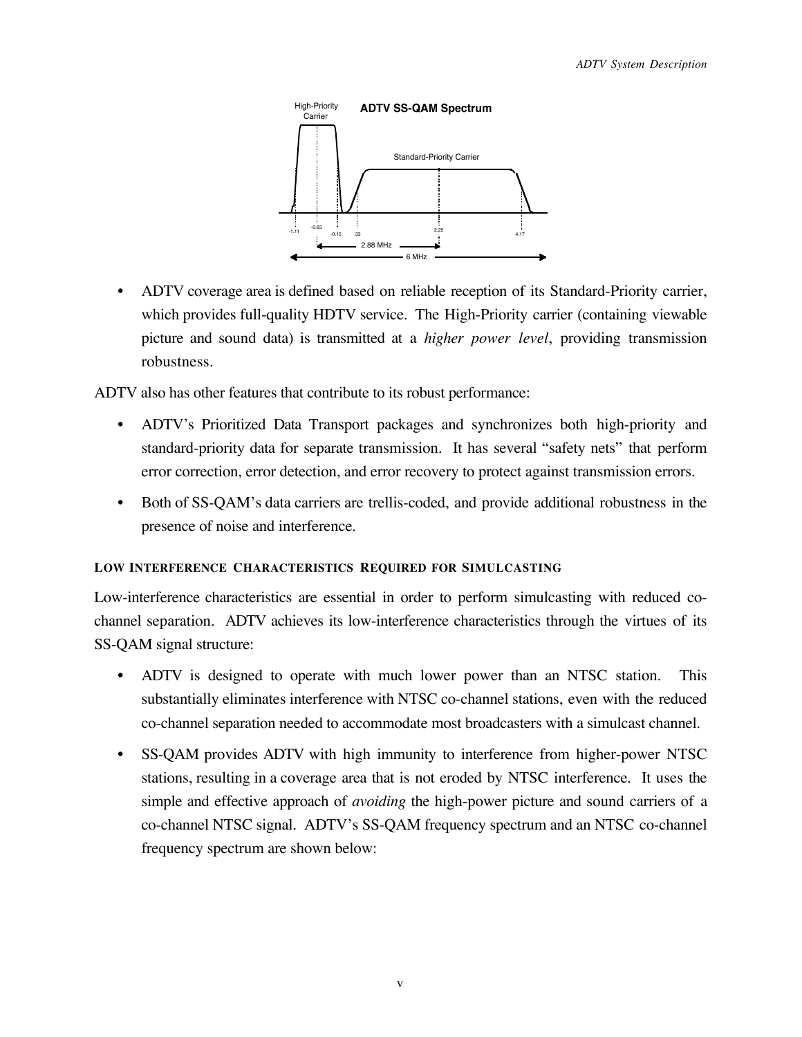ADTV SS-QAM Spectrum

High-Priority Carrier

Standard-Priority Carrier

-1.11 -0.63 -0.15 .33 2.25 4.17

2.88 MHz

6 MHz

- ADTV coverage area is defined based on reliable reception of its Standard-Priority carrier, which provides full-quality HDTV service. The High-Priority carrier (containing viewable picture and sound data) is transmitted at a *higher power level*, providing transmission robustness.

ADTV also has other features that contribute to its robust performance:

- ADTV's Prioritized Data Transport packages and synchronizes both high-priority and standard-priority data for separate transmission. It has several "safety nets" that perform error correction, error detection, and error recovery to protect against transmission errors.
- Both of SS-QAM's data carriers are trellis-coded, and provide additional robustness in the presence of noise and interference.

#### LOW INTERFERENCE CHARACTERISTICS REQUIRED FOR SIMULCASTING

Low-interference characteristics are essential in order to perform simulcasting with reduced co-channel separation. ADTV achieves its low-interference characteristics through the virtues of its SS-QAM signal structure:

- ADTV is designed to operate with much lower power than an NTSC station. This substantially eliminates interference with NTSC co-channel stations, even with the reduced co-channel separation needed to accommodate most broadcasters with a simulcast channel.
- SS-QAM provides ADTV with high immunity to interference from higher-power NTSC stations, resulting in a coverage area that is not eroded by NTSC interference. It uses the simple and effective approach of *avoiding* the high-power picture and sound carriers of a co-channel NTSC signal. ADTV's SS-QAM frequency spectrum and an NTSC co-channel frequency spectrum are shown below: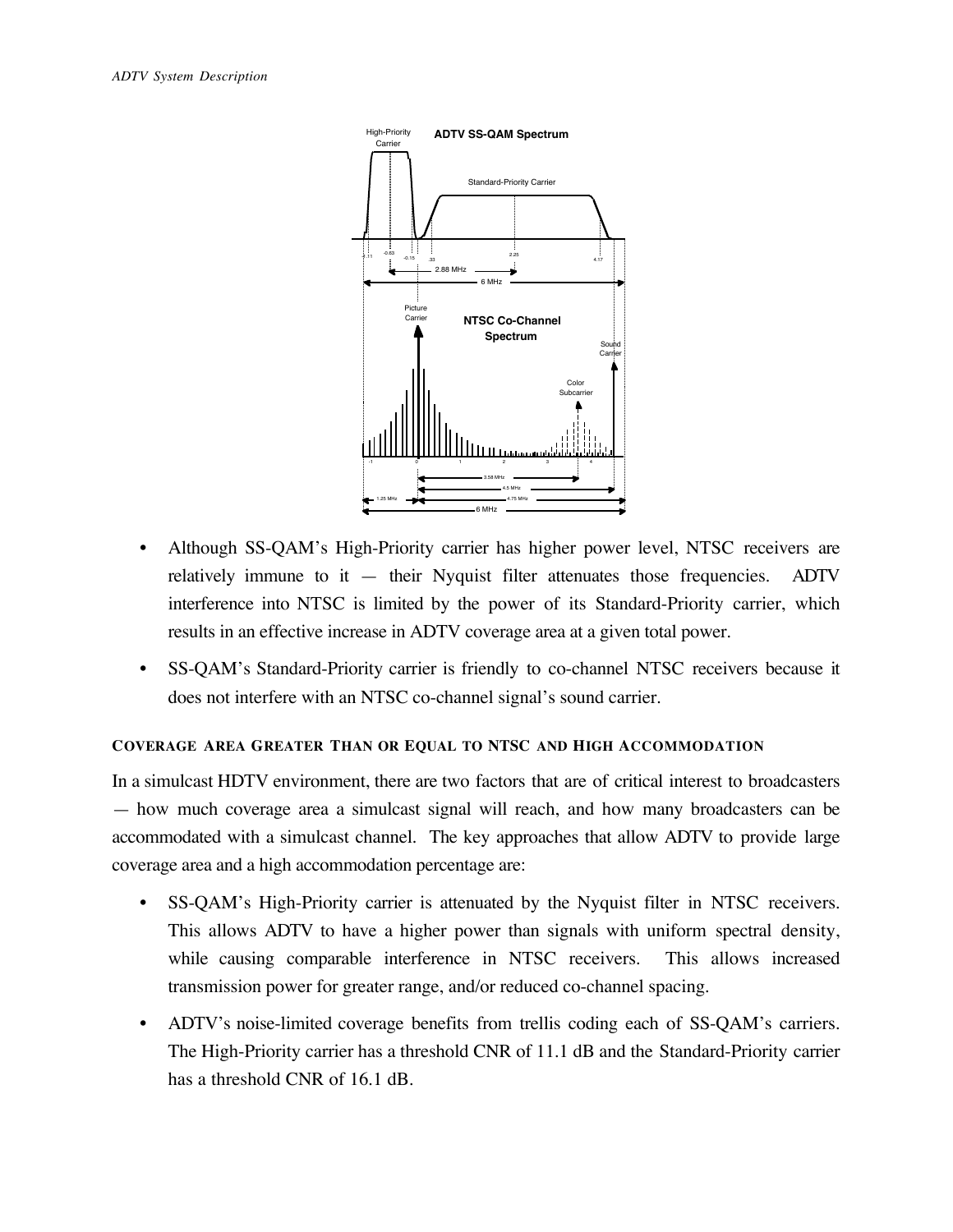- Although SS-QAM's High-Priority carrier has higher power level, NTSC receivers are relatively immune to it — their Nyquist filter attenuates those frequencies. ADTV interference into NTSC is limited by the power of its Standard-Priority carrier, which results in an effective increase in ADTV coverage area at a given total power.
- SS-QAM's Standard-Priority carrier is friendly to co-channel NTSC receivers because it does not interfere with an NTSC co-channel signal's sound carrier.

#### COVERAGE AREA GREATER THAN OR EQUAL TO NTSC AND HIGH ACCOMMODATION

In a simulcast HDTV environment, there are two factors that are of critical interest to broadcasters — how much coverage area a simulcast signal will reach, and how many broadcasters can be accommodated with a simulcast channel. The key approaches that allow ADTV to provide large coverage area and a high accommodation percentage are:

- SS-QAM's High-Priority carrier is attenuated by the Nyquist filter in NTSC receivers. This allows ADTV to have a higher power than signals with uniform spectral density, while causing comparable interference in NTSC receivers. This allows increased transmission power for greater range, and/or reduced co-channel spacing.
- ADTV's noise-limited coverage benefits from trellis coding each of SS-QAM's carriers. The High-Priority carrier has a threshold CNR of 11.1 dB and the Standard-Priority carrier has a threshold CNR of 16.1 dB.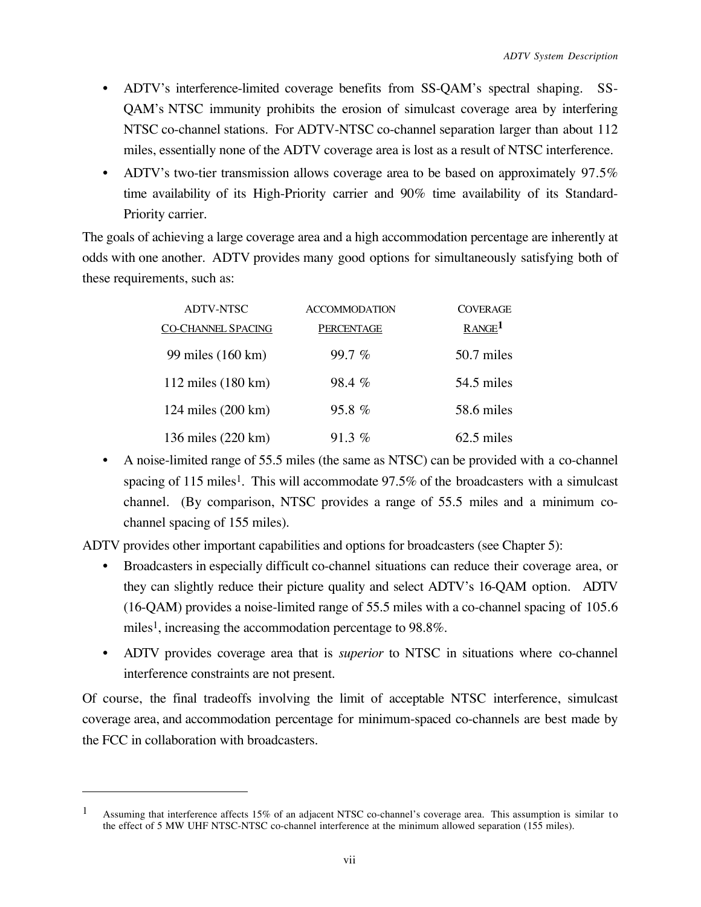- ADTV's interference-limited coverage benefits from SS-QAM's spectral shaping. SS-QAM's NTSC immunity prohibits the erosion of simulcast coverage area by interfering NTSC co-channel stations. For ADTV-NTSC co-channel separation larger than about 112 miles, essentially none of the ADTV coverage area is lost as a result of NTSC interference.
- ADTV's two-tier transmission allows coverage area to be based on approximately 97.5% time availability of its High-Priority carrier and 90% time availability of its Standard-Priority carrier.

The goals of achieving a large coverage area and a high accommodation percentage are inherently at odds with one another. ADTV provides many good options for simultaneously satisfying both of these requirements, such as:

| ADTV-NTSC CO-CHANNEL SPACING | ACCOMMODATION PERCENTAGE | COVERAGE RANGE[1] |
|---|---|---|
| 99 miles (160 km) | 99.7 % | 50.7 miles |
| 112 miles (180 km) | 98.4 % | 54.5 miles |
| 124 miles (200 km) | 95.8 % | 58.6 miles |
| 136 miles (220 km) | 91.3 % | 62.5 miles |

- A noise-limited range of 55.5 miles (the same as NTSC) can be provided with a co-channel spacing of 115 miles[1]. This will accommodate 97.5% of the broadcasters with a simulcast channel. (By comparison, NTSC provides a range of 55.5 miles and a minimum co-channel spacing of 155 miles).

ADTV provides other important capabilities and options for broadcasters (see Chapter 5):

- Broadcasters in especially difficult co-channel situations can reduce their coverage area, or they can slightly reduce their picture quality and select ADTV's 16-QAM option. ADTV (16-QAM) provides a noise-limited range of 55.5 miles with a co-channel spacing of 105.6 miles[1], increasing the accommodation percentage to 98.8%.
- ADTV provides coverage area that is *superior* to NTSC in situations where co-channel interference constraints are not present.

Of course, the final tradeoffs involving the limit of acceptable NTSC interference, simulcast coverage area, and accommodation percentage for minimum-spaced co-channels are best made by the FCC in collaboration with broadcasters.

---

[1] Assuming that interference affects 15% of an adjacent NTSC co-channel's coverage area. This assumption is similar to the effect of 5 MW UHF NTSC-NTSC co-channel interference at the minimum allowed separation (155 miles).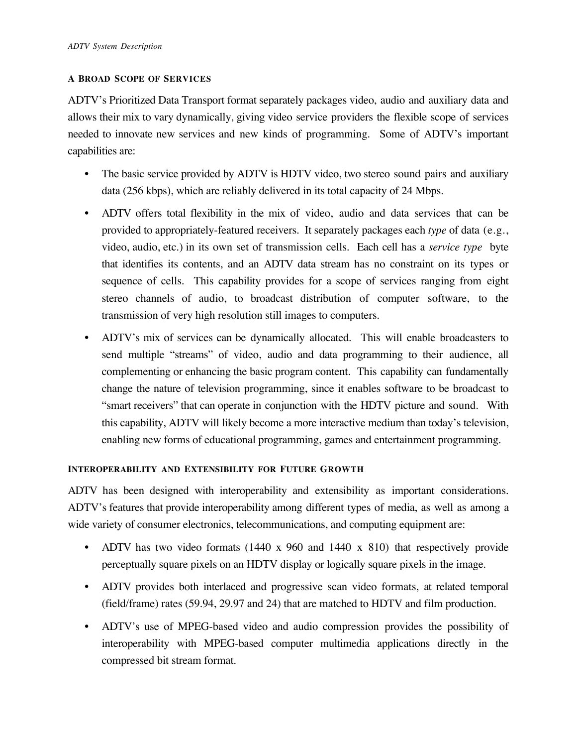## A Broad Scope of Services

ADTV's Prioritized Data Transport format separately packages video, audio and auxiliary data and allows their mix to vary dynamically, giving video service providers the flexible scope of services needed to innovate new services and new kinds of programming. Some of ADTV's important capabilities are:

- The basic service provided by ADTV is HDTV video, two stereo sound pairs and auxiliary data (256 kbps), which are reliably delivered in its total capacity of 24 Mbps.
- ADTV offers total flexibility in the mix of video, audio and data services that can be provided to appropriately-featured receivers. It separately packages each *type* of data (e.g., video, audio, etc.) in its own set of transmission cells. Each cell has a *service type* byte that identifies its contents, and an ADTV data stream has no constraint on its types or sequence of cells. This capability provides for a scope of services ranging from eight stereo channels of audio, to broadcast distribution of computer software, to the transmission of very high resolution still images to computers.
- ADTV's mix of services can be dynamically allocated. This will enable broadcasters to send multiple "streams" of video, audio and data programming to their audience, all complementing or enhancing the basic program content. This capability can fundamentally change the nature of television programming, since it enables software to be broadcast to "smart receivers" that can operate in conjunction with the HDTV picture and sound. With this capability, ADTV will likely become a more interactive medium than today's television, enabling new forms of educational programming, games and entertainment programming.

## Interoperability and Extensibility for Future Growth

ADTV has been designed with interoperability and extensibility as important considerations. ADTV's features that provide interoperability among different types of media, as well as among a wide variety of consumer electronics, telecommunications, and computing equipment are:

- ADTV has two video formats (1440 x 960 and 1440 x 810) that respectively provide perceptually square pixels on an HDTV display or logically square pixels in the image.
- ADTV provides both interlaced and progressive scan video formats, at related temporal (field/frame) rates (59.94, 29.97 and 24) that are matched to HDTV and film production.
- ADTV's use of MPEG-based video and audio compression provides the possibility of interoperability with MPEG-based computer multimedia applications directly in the compressed bit stream format.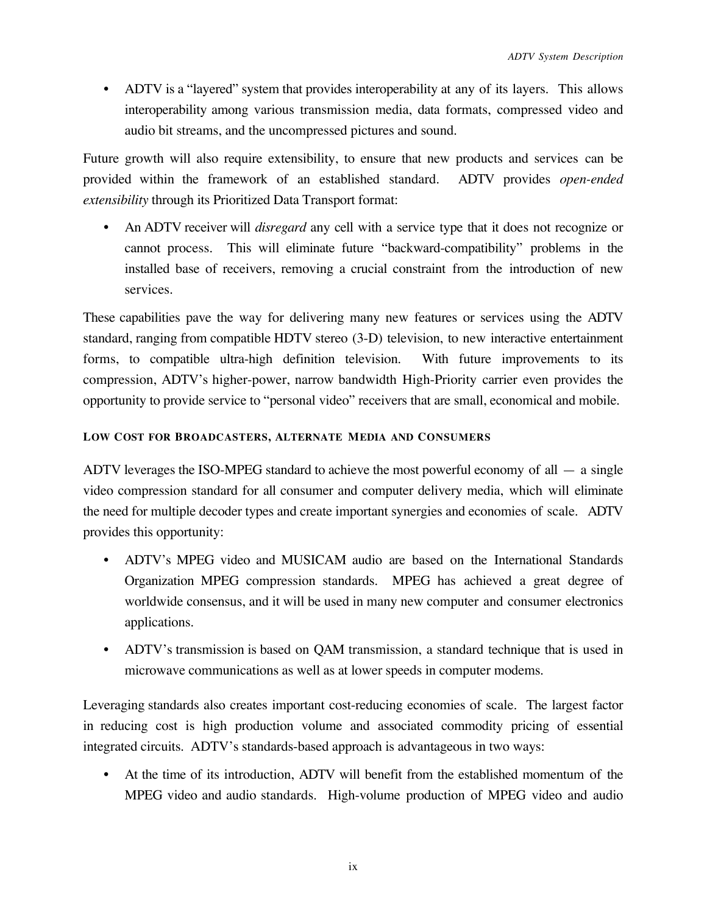- ADTV is a "layered" system that provides interoperability at any of its layers. This allows interoperability among various transmission media, data formats, compressed video and audio bit streams, and the uncompressed pictures and sound.

Future growth will also require extensibility, to ensure that new products and services can be provided within the framework of an established standard. ADTV provides *open-ended extensibility* through its Prioritized Data Transport format:

- An ADTV receiver will *disregard* any cell with a service type that it does not recognize or cannot process. This will eliminate future "backward-compatibility" problems in the installed base of receivers, removing a crucial constraint from the introduction of new services.

These capabilities pave the way for delivering many new features or services using the ADTV standard, ranging from compatible HDTV stereo (3-D) television, to new interactive entertainment forms, to compatible ultra-high definition television. With future improvements to its compression, ADTV's higher-power, narrow bandwidth High-Priority carrier even provides the opportunity to provide service to "personal video" receivers that are small, economical and mobile.

#### LOW COST FOR BROADCASTERS, ALTERNATE MEDIA AND CONSUMERS

ADTV leverages the ISO-MPEG standard to achieve the most powerful economy of all — a single video compression standard for all consumer and computer delivery media, which will eliminate the need for multiple decoder types and create important synergies and economies of scale. ADTV provides this opportunity:

- ADTV's MPEG video and MUSICAM audio are based on the International Standards Organization MPEG compression standards. MPEG has achieved a great degree of worldwide consensus, and it will be used in many new computer and consumer electronics applications.
- ADTV's transmission is based on QAM transmission, a standard technique that is used in microwave communications as well as at lower speeds in computer modems.

Leveraging standards also creates important cost-reducing economies of scale. The largest factor in reducing cost is high production volume and associated commodity pricing of essential integrated circuits. ADTV's standards-based approach is advantageous in two ways:

- At the time of its introduction, ADTV will benefit from the established momentum of the MPEG video and audio standards. High-volume production of MPEG video and audio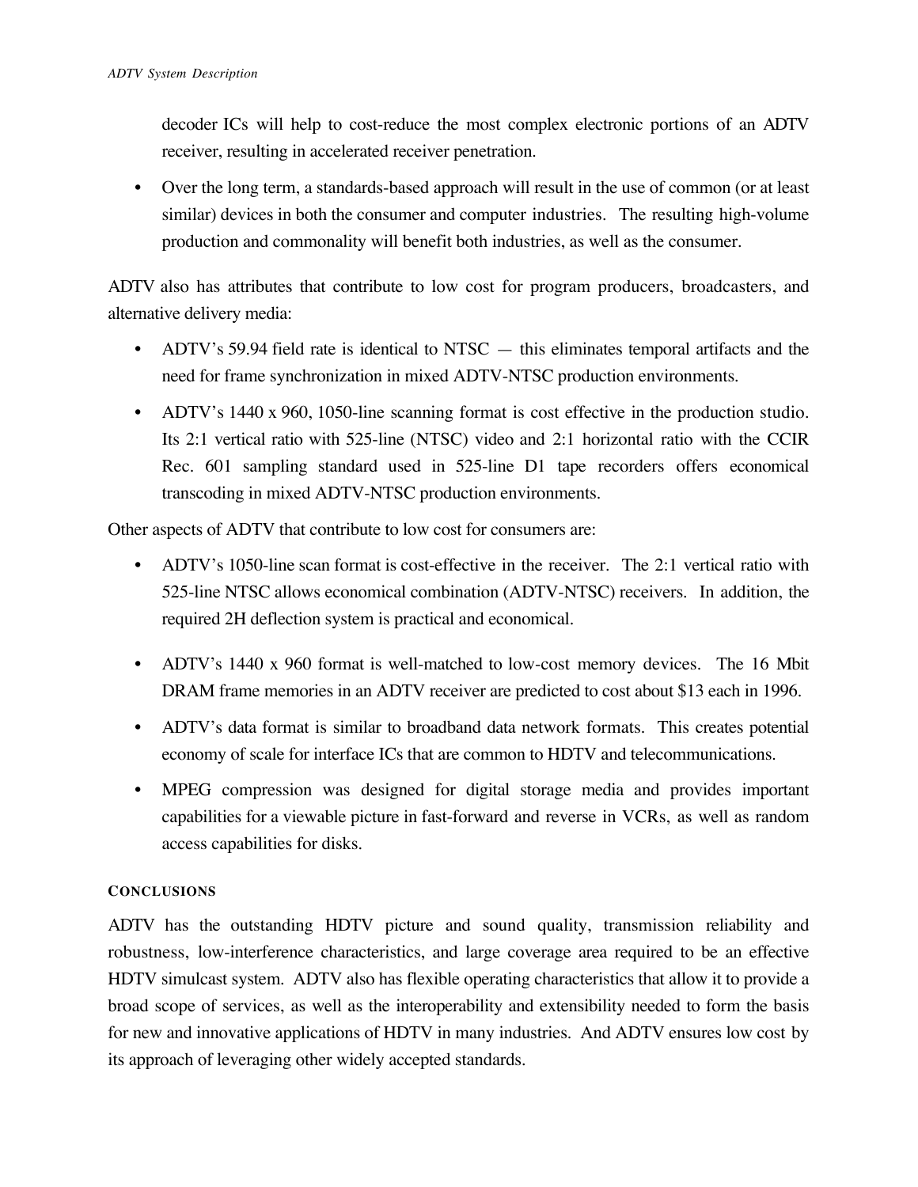decoder ICs will help to cost-reduce the most complex electronic portions of an ADTV receiver, resulting in accelerated receiver penetration.

- Over the long term, a standards-based approach will result in the use of common (or at least similar) devices in both the consumer and computer industries. The resulting high-volume production and commonality will benefit both industries, as well as the consumer.

ADTV also has attributes that contribute to low cost for program producers, broadcasters, and alternative delivery media:

- ADTV's 59.94 field rate is identical to NTSC — this eliminates temporal artifacts and the need for frame synchronization in mixed ADTV-NTSC production environments.
- ADTV's 1440 x 960, 1050-line scanning format is cost effective in the production studio. Its 2:1 vertical ratio with 525-line (NTSC) video and 2:1 horizontal ratio with the CCIR Rec. 601 sampling standard used in 525-line D1 tape recorders offers economical transcoding in mixed ADTV-NTSC production environments.

Other aspects of ADTV that contribute to low cost for consumers are:

- ADTV's 1050-line scan format is cost-effective in the receiver. The 2:1 vertical ratio with 525-line NTSC allows economical combination (ADTV-NTSC) receivers. In addition, the required 2H deflection system is practical and economical.
- ADTV's 1440 x 960 format is well-matched to low-cost memory devices. The 16 Mbit DRAM frame memories in an ADTV receiver are predicted to cost about $13 each in 1996.
- ADTV's data format is similar to broadband data network formats. This creates potential economy of scale for interface ICs that are common to HDTV and telecommunications.
- MPEG compression was designed for digital storage media and provides important capabilities for a viewable picture in fast-forward and reverse in VCRs, as well as random access capabilities for disks.

#### CONCLUSIONS

ADTV has the outstanding HDTV picture and sound quality, transmission reliability and robustness, low-interference characteristics, and large coverage area required to be an effective HDTV simulcast system. ADTV also has flexible operating characteristics that allow it to provide a broad scope of services, as well as the interoperability and extensibility needed to form the basis for new and innovative applications of HDTV in many industries. And ADTV ensures low cost by its approach of leveraging other widely accepted standards.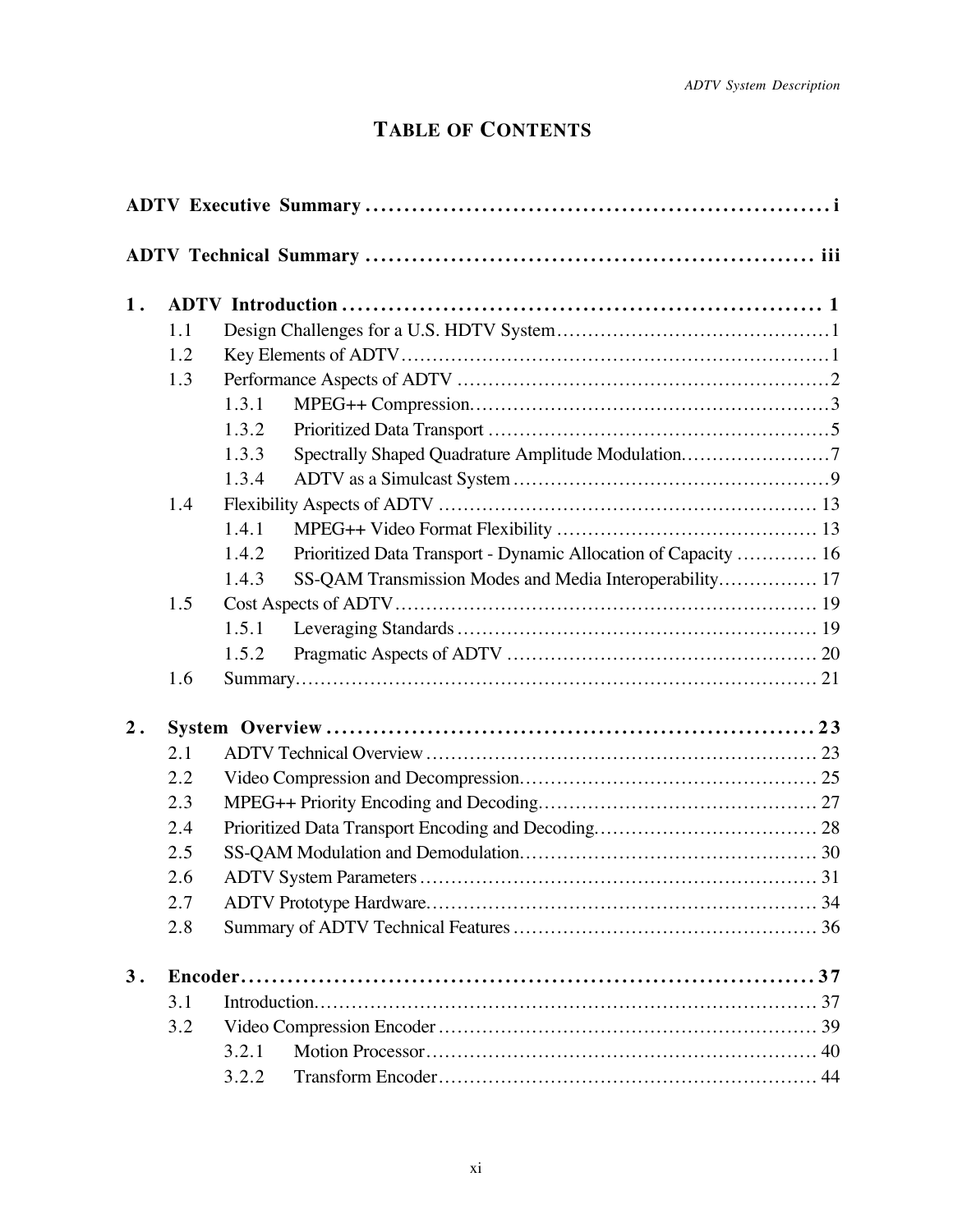# TABLE OF CONTENTS

**ADTV Executive Summary** ............................................................ i

**ADTV Technical Summary** ......................................................... iii

**1. ADTV Introduction** ............................................................ 1

- 1.1 Design Challenges for a U.S. HDTV System ............................................ 1
- 1.2 Key Elements of ADTV ............................................................ 1
- 1.3 Performance Aspects of ADTV ............................................................ 2
  - 1.3.1 MPEG++ Compression ............................................................ 3
  - 1.3.2 Prioritized Data Transport ............................................................ 5
  - 1.3.3 Spectrally Shaped Quadrature Amplitude Modulation ............................ 7
  - 1.3.4 ADTV as a Simulcast System ............................................................ 9
- 1.4 Flexibility Aspects of ADTV ............................................................ 13
  - 1.4.1 MPEG++ Video Format Flexibility ............................................................ 13
  - 1.4.2 Prioritized Data Transport - Dynamic Allocation of Capacity ............ 16
  - 1.4.3 SS-QAM Transmission Modes and Media Interoperability ................ 17
- 1.5 Cost Aspects of ADTV ............................................................ 19
  - 1.5.1 Leveraging Standards ............................................................ 19
  - 1.5.2 Pragmatic Aspects of ADTV ............................................................ 20
- 1.6 Summary ............................................................ 21

**2. System Overview** ............................................................ 23

- 2.1 ADTV Technical Overview ............................................................ 23
- 2.2 Video Compression and Decompression ............................................................ 25
- 2.3 MPEG++ Priority Encoding and Decoding ............................................................ 27
- 2.4 Prioritized Data Transport Encoding and Decoding ............................................ 28
- 2.5 SS-QAM Modulation and Demodulation ............................................................ 30
- 2.6 ADTV System Parameters ............................................................ 31
- 2.7 ADTV Prototype Hardware ............................................................ 34
- 2.8 Summary of ADTV Technical Features ............................................................ 36

**3. Encoder** ............................................................ 37

- 3.1 Introduction ............................................................ 37
- 3.2 Video Compression Encoder ............................................................ 39
  - 3.2.1 Motion Processor ............................................................ 40
  - 3.2.2 Transform Encoder ............................................................ 44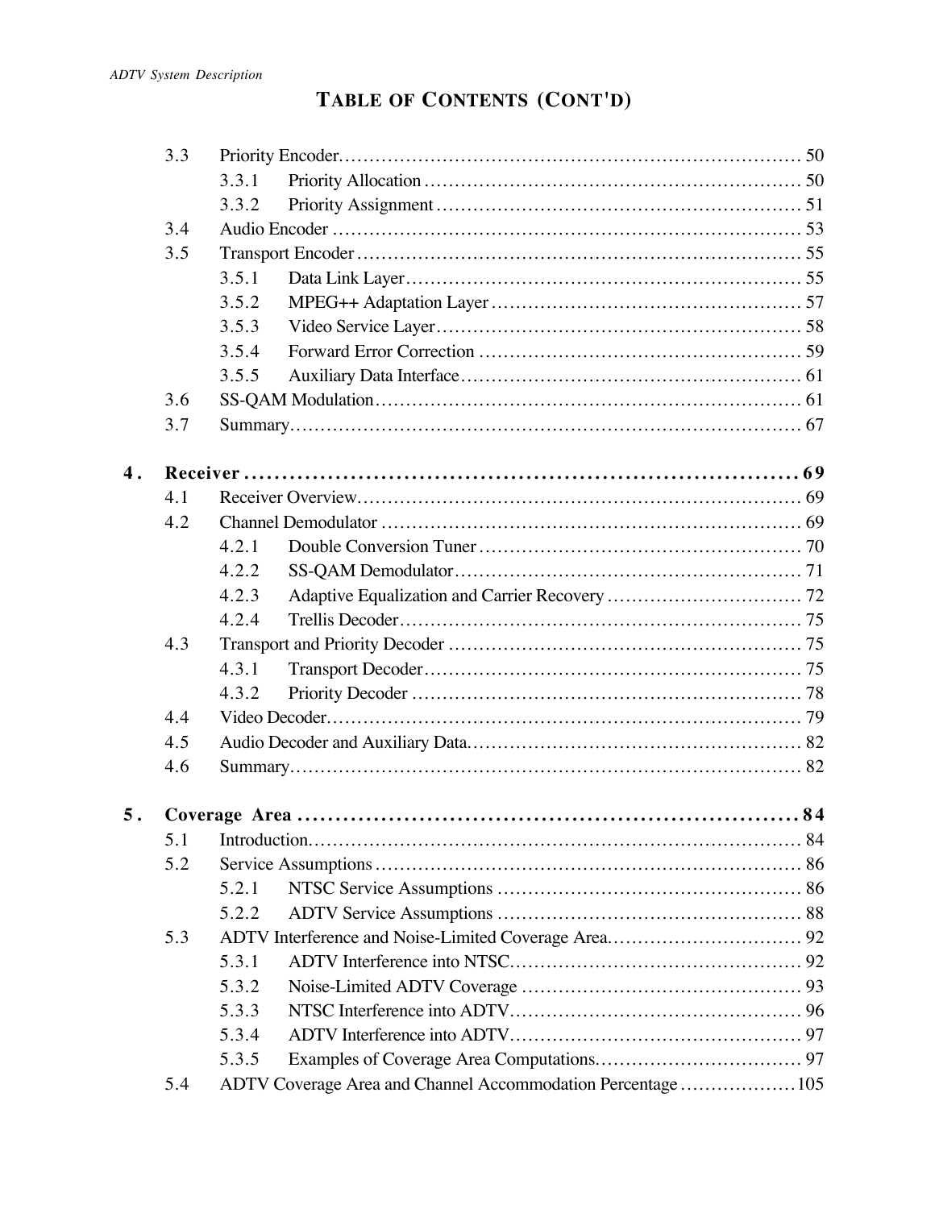# TABLE OF CONTENTS (CONT'D)

- 3.3 Priority Encoder ........................................................................ 50
  - 3.3.1 Priority Allocation ........................................................ 50
  - 3.3.2 Priority Assignment ...................................................... 51
- 3.4 Audio Encoder ............................................................................ 53
- 3.5 Transport Encoder ...................................................................... 55
  - 3.5.1 Data Link Layer ............................................................ 55
  - 3.5.2 MPEG++ Adaptation Layer ........................................... 57
  - 3.5.3 Video Service Layer ...................................................... 58
  - 3.5.4 Forward Error Correction .............................................. 59
  - 3.5.5 Auxiliary Data Interface ................................................ 61
- 3.6 SS-QAM Modulation .................................................................. 61
- 3.7 Summary ..................................................................................... 67

**4. Receiver ........................................................................................ 69**

- 4.1 Receiver Overview ...................................................................... 69
- 4.2 Channel Demodulator ................................................................. 69
  - 4.2.1 Double Conversion Tuner .............................................. 70
  - 4.2.2 SS-QAM Demodulator .................................................. 71
  - 4.2.3 Adaptive Equalization and Carrier Recovery ................. 72
  - 4.2.4 Trellis Decoder .............................................................. 75
- 4.3 Transport and Priority Decoder .................................................. 75
  - 4.3.1 Transport Decoder ......................................................... 75
  - 4.3.2 Priority Decoder ............................................................ 78
- 4.4 Video Decoder ............................................................................ 79
- 4.5 Audio Decoder and Auxiliary Data ............................................. 82
- 4.6 Summary ..................................................................................... 82

**5. Coverage Area ............................................................................... 84**

- 5.1 Introduction ................................................................................ 84
- 5.2 Service Assumptions .................................................................. 86
  - 5.2.1 NTSC Service Assumptions .......................................... 86
  - 5.2.2 ADTV Service Assumptions .......................................... 88
- 5.3 ADTV Interference and Noise-Limited Coverage Area ............... 92
  - 5.3.1 ADTV Interference into NTSC ...................................... 92
  - 5.3.2 Noise-Limited ADTV Coverage ..................................... 93
  - 5.3.3 NTSC Interference into ADTV ...................................... 96
  - 5.3.4 ADTV Interference into ADTV ...................................... 97
  - 5.3.5 Examples of Coverage Area Computations ..................... 97
- 5.4 ADTV Coverage Area and Channel Accommodation Percentage ... 105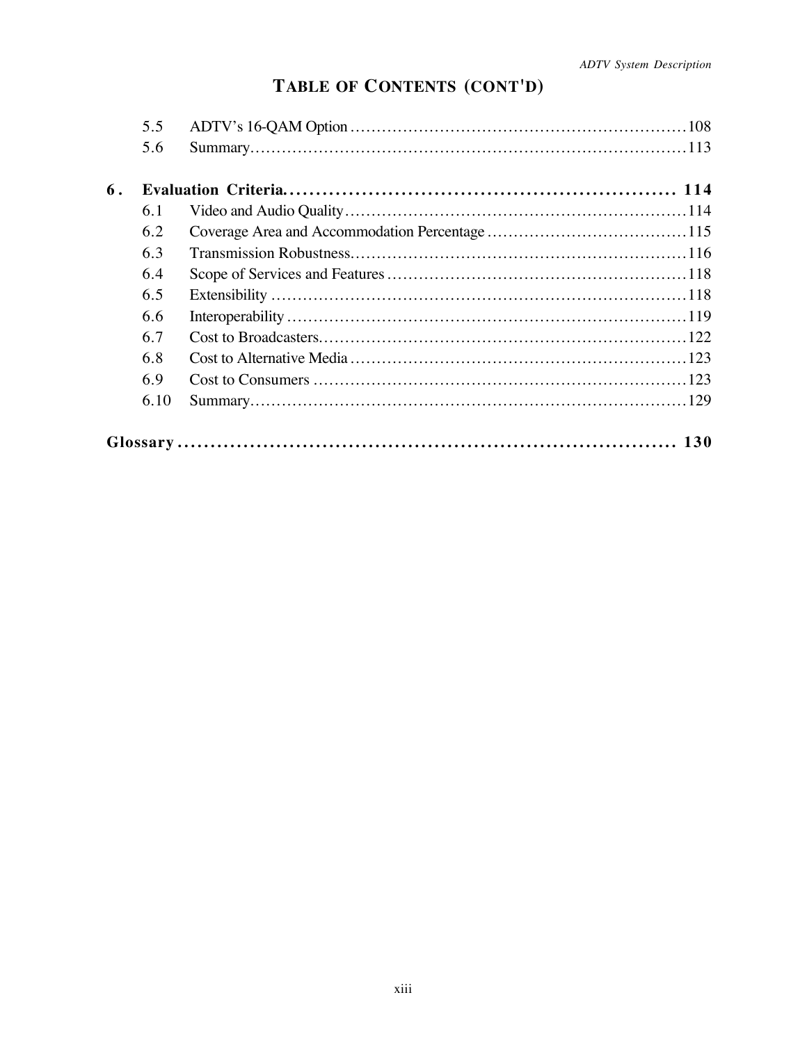# TABLE OF CONTENTS (CONT'D)

5.5 ADTV's 16-QAM Option ............................................................108
5.6 Summary............................................................................113

**6. Evaluation Criteria........................................................ 114**

6.1 Video and Audio Quality............................................................114
6.2 Coverage Area and Accommodation Percentage ......................................115
6.3 Transmission Robustness............................................................116
6.4 Scope of Services and Features ....................................................118
6.5 Extensibility ......................................................................118
6.6 Interoperability ...................................................................119
6.7 Cost to Broadcasters...............................................................122
6.8 Cost to Alternative Media .........................................................123
6.9 Cost to Consumers .................................................................123
6.10 Summary...........................................................................129

**Glossary ...................................................................... 130**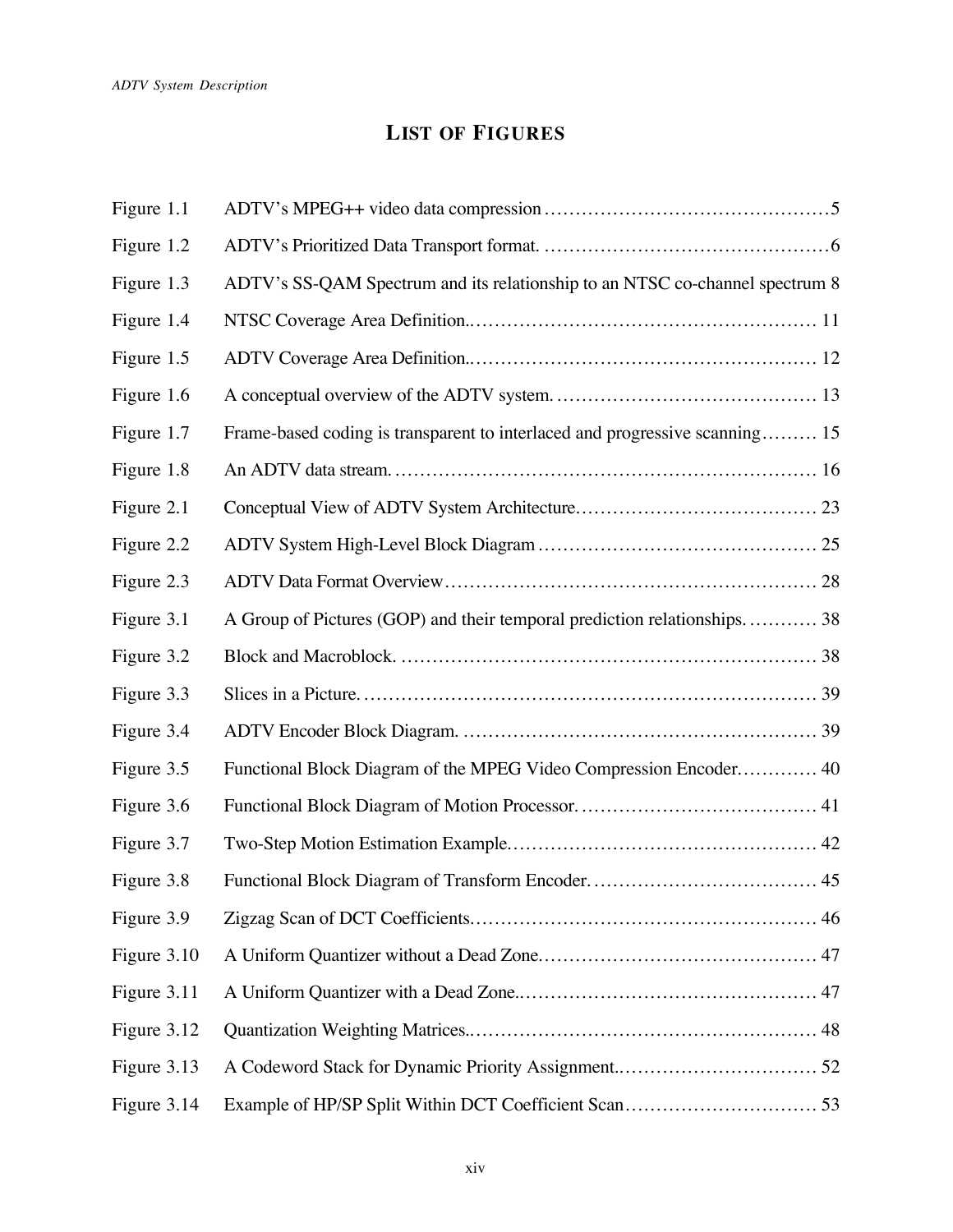# LIST OF FIGURES

Figure 1.1 ADTV's MPEG++ video data compression ............................................5

Figure 1.2 ADTV's Prioritized Data Transport format. ............................................6

Figure 1.3 ADTV's SS-QAM Spectrum and its relationship to an NTSC co-channel spectrum 8

Figure 1.4 NTSC Coverage Area Definition.......................................................... 11

Figure 1.5 ADTV Coverage Area Definition.......................................................... 12

Figure 1.6 A conceptual overview of the ADTV system. ......................................... 13

Figure 1.7 Frame-based coding is transparent to interlaced and progressive scanning......... 15

Figure 1.8 An ADTV data stream. ...................................................................... 16

Figure 2.1 Conceptual View of ADTV System Architecture...................................... 23

Figure 2.2 ADTV System High-Level Block Diagram ............................................ 25

Figure 2.3 ADTV Data Format Overview.............................................................. 28

Figure 3.1 A Group of Pictures (GOP) and their temporal prediction relationships. .......... 38

Figure 3.2 Block and Macroblock. ...................................................................... 38

Figure 3.3 Slices in a Picture............................................................................. 39

Figure 3.4 ADTV Encoder Block Diagram. ........................................................... 39

Figure 3.5 Functional Block Diagram of the MPEG Video Compression Encoder............. 40

Figure 3.6 Functional Block Diagram of Motion Processor. ..................................... 41

Figure 3.7 Two-Step Motion Estimation Example.................................................. 42

Figure 3.8 Functional Block Diagram of Transform Encoder. .................................... 45

Figure 3.9 Zigzag Scan of DCT Coefficients.......................................................... 46

Figure 3.10 A Uniform Quantizer without a Dead Zone............................................ 47

Figure 3.11 A Uniform Quantizer with a Dead Zone................................................ 47

Figure 3.12 Quantization Weighting Matrices......................................................... 48

Figure 3.13 A Codeword Stack for Dynamic Priority Assignment................................ 52

Figure 3.14 Example of HP/SP Split Within DCT Coefficient Scan............................... 53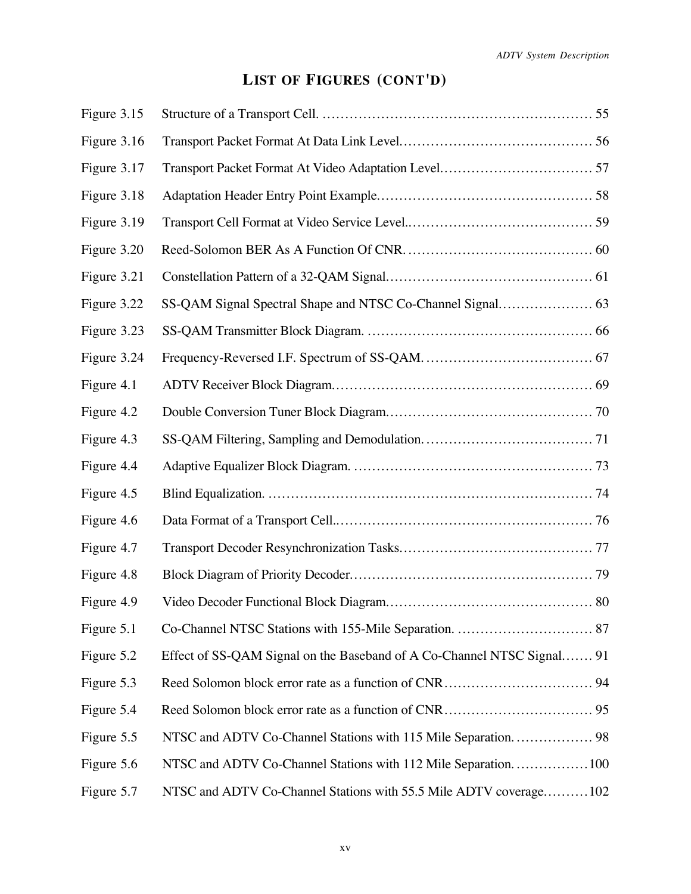## LIST OF FIGURES (CONT'D)

| | | |
|---|---|---|
| Figure 3.15 | Structure of a Transport Cell. | 55 |
| Figure 3.16 | Transport Packet Format At Data Link Level. | 56 |
| Figure 3.17 | Transport Packet Format At Video Adaptation Level. | 57 |
| Figure 3.18 | Adaptation Header Entry Point Example. | 58 |
| Figure 3.19 | Transport Cell Format at Video Service Level.. | 59 |
| Figure 3.20 | Reed-Solomon BER As A Function Of CNR. | 60 |
| Figure 3.21 | Constellation Pattern of a 32-QAM Signal. | 61 |
| Figure 3.22 | SS-QAM Signal Spectral Shape and NTSC Co-Channel Signal. | 63 |
| Figure 3.23 | SS-QAM Transmitter Block Diagram. | 66 |
| Figure 3.24 | Frequency-Reversed I.F. Spectrum of SS-QAM. | 67 |
| Figure 4.1 | ADTV Receiver Block Diagram. | 69 |
| Figure 4.2 | Double Conversion Tuner Block Diagram. | 70 |
| Figure 4.3 | SS-QAM Filtering, Sampling and Demodulation. | 71 |
| Figure 4.4 | Adaptive Equalizer Block Diagram. | 73 |
| Figure 4.5 | Blind Equalization. | 74 |
| Figure 4.6 | Data Format of a Transport Cell.. | 76 |
| Figure 4.7 | Transport Decoder Resynchronization Tasks. | 77 |
| Figure 4.8 | Block Diagram of Priority Decoder. | 79 |
| Figure 4.9 | Video Decoder Functional Block Diagram. | 80 |
| Figure 5.1 | Co-Channel NTSC Stations with 155-Mile Separation. | 87 |
| Figure 5.2 | Effect of SS-QAM Signal on the Baseband of A Co-Channel NTSC Signal. | 91 |
| Figure 5.3 | Reed Solomon block error rate as a function of CNR | 94 |
| Figure 5.4 | Reed Solomon block error rate as a function of CNR | 95 |
| Figure 5.5 | NTSC and ADTV Co-Channel Stations with 115 Mile Separation. | 98 |
| Figure 5.6 | NTSC and ADTV Co-Channel Stations with 112 Mile Separation. | 100 |
| Figure 5.7 | NTSC and ADTV Co-Channel Stations with 55.5 Mile ADTV coverage. | 102 |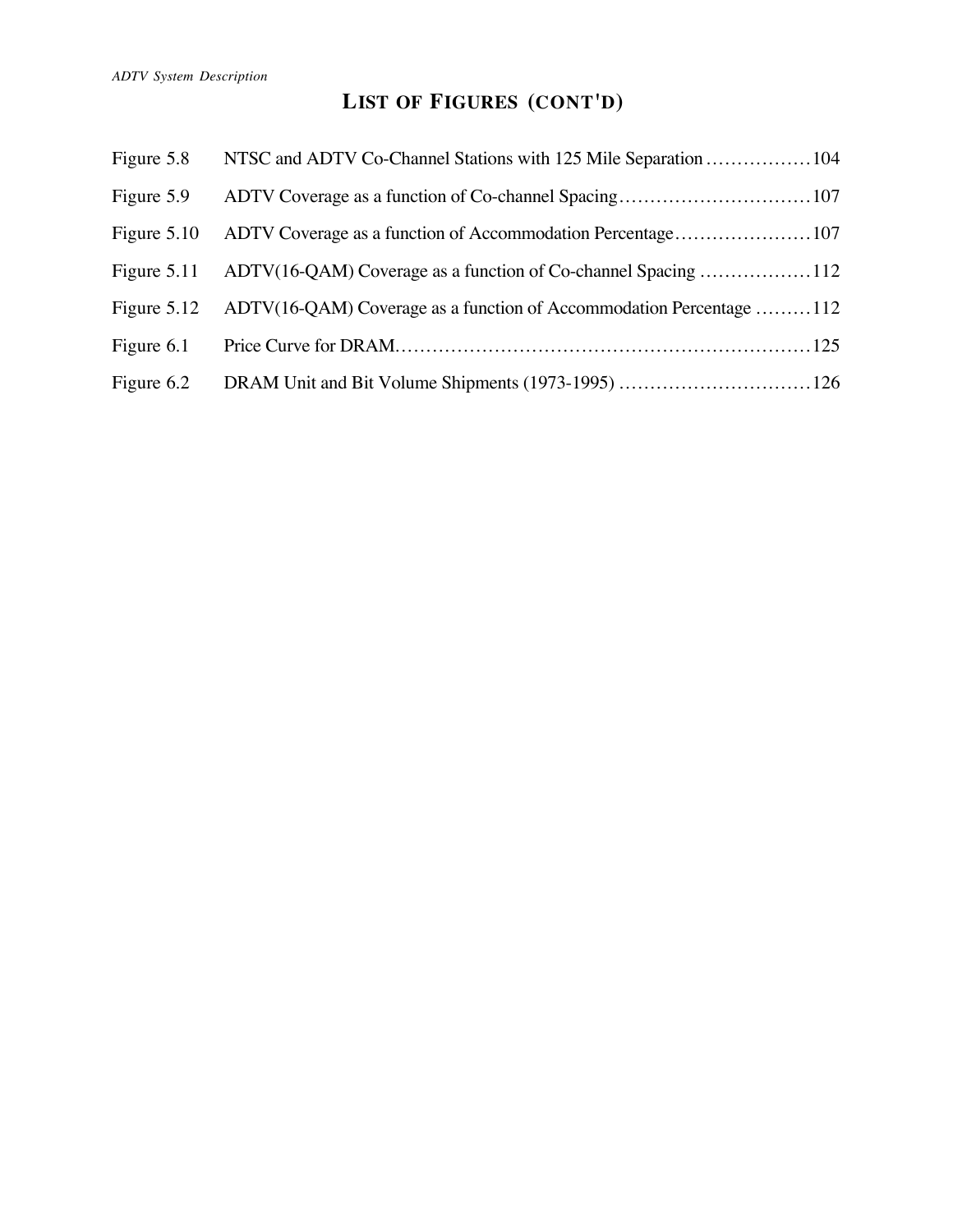# LIST OF FIGURES (CONT'D)

| | | |
|---|---|---|
| Figure 5.8 | NTSC and ADTV Co-Channel Stations with 125 Mile Separation | 104 |
| Figure 5.9 | ADTV Coverage as a function of Co-channel Spacing | 107 |
| Figure 5.10 | ADTV Coverage as a function of Accommodation Percentage | 107 |
| Figure 5.11 | ADTV(16-QAM) Coverage as a function of Co-channel Spacing | 112 |
| Figure 5.12 | ADTV(16-QAM) Coverage as a function of Accommodation Percentage | 112 |
| Figure 6.1 | Price Curve for DRAM | 125 |
| Figure 6.2 | DRAM Unit and Bit Volume Shipments (1973-1995) | 126 |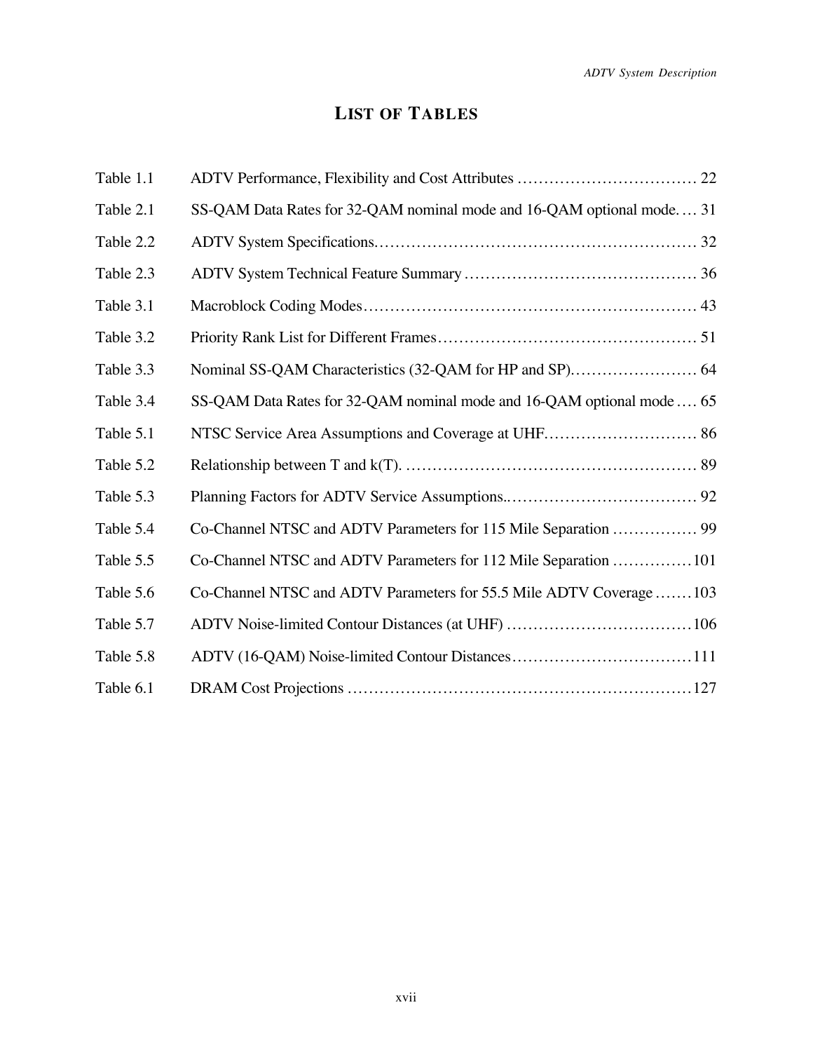# LIST OF TABLES

| | | |
|---|---|---|
| Table 1.1 | ADTV Performance, Flexibility and Cost Attributes | 22 |
| Table 2.1 | SS-QAM Data Rates for 32-QAM nominal mode and 16-QAM optional mode. | 31 |
| Table 2.2 | ADTV System Specifications. | 32 |
| Table 2.3 | ADTV System Technical Feature Summary | 36 |
| Table 3.1 | Macroblock Coding Modes | 43 |
| Table 3.2 | Priority Rank List for Different Frames | 51 |
| Table 3.3 | Nominal SS-QAM Characteristics (32-QAM for HP and SP). | 64 |
| Table 3.4 | SS-QAM Data Rates for 32-QAM nominal mode and 16-QAM optional mode | 65 |
| Table 5.1 | NTSC Service Area Assumptions and Coverage at UHF. | 86 |
| Table 5.2 | Relationship between T and k(T). | 89 |
| Table 5.3 | Planning Factors for ADTV Service Assumptions.. | 92 |
| Table 5.4 | Co-Channel NTSC and ADTV Parameters for 115 Mile Separation | 99 |
| Table 5.5 | Co-Channel NTSC and ADTV Parameters for 112 Mile Separation | 101 |
| Table 5.6 | Co-Channel NTSC and ADTV Parameters for 55.5 Mile ADTV Coverage | 103 |
| Table 5.7 | ADTV Noise-limited Contour Distances (at UHF) | 106 |
| Table 5.8 | ADTV (16-QAM) Noise-limited Contour Distances | 111 |
| Table 6.1 | DRAM Cost Projections | 127 |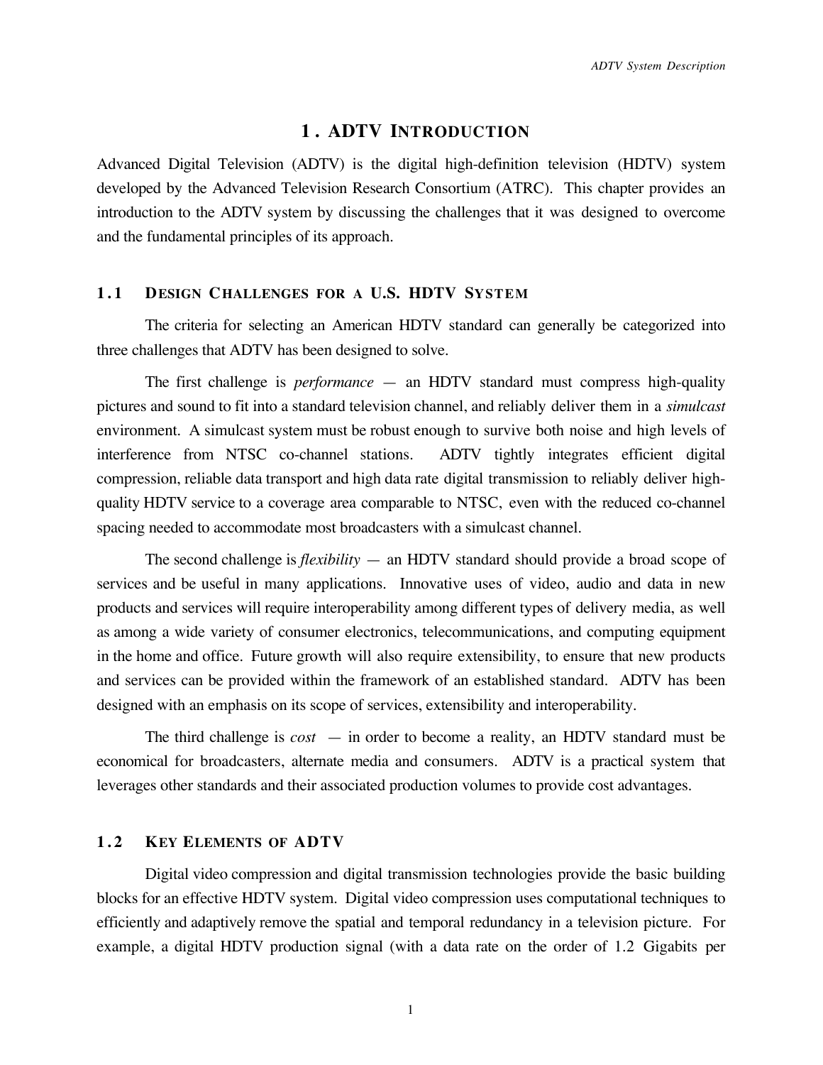# 1. ADTV INTRODUCTION

Advanced Digital Television (ADTV) is the digital high-definition television (HDTV) system developed by the Advanced Television Research Consortium (ATRC). This chapter provides an introduction to the ADTV system by discussing the challenges that it was designed to overcome and the fundamental principles of its approach.

## 1.1 DESIGN CHALLENGES FOR A U.S. HDTV SYSTEM

The criteria for selecting an American HDTV standard can generally be categorized into three challenges that ADTV has been designed to solve.

The first challenge is *performance* — an HDTV standard must compress high-quality pictures and sound to fit into a standard television channel, and reliably deliver them in a *simulcast* environment. A simulcast system must be robust enough to survive both noise and high levels of interference from NTSC co-channel stations. ADTV tightly integrates efficient digital compression, reliable data transport and high data rate digital transmission to reliably deliver high-quality HDTV service to a coverage area comparable to NTSC, even with the reduced co-channel spacing needed to accommodate most broadcasters with a simulcast channel.

The second challenge is *flexibility* — an HDTV standard should provide a broad scope of services and be useful in many applications. Innovative uses of video, audio and data in new products and services will require interoperability among different types of delivery media, as well as among a wide variety of consumer electronics, telecommunications, and computing equipment in the home and office. Future growth will also require extensibility, to ensure that new products and services can be provided within the framework of an established standard. ADTV has been designed with an emphasis on its scope of services, extensibility and interoperability.

The third challenge is *cost* — in order to become a reality, an HDTV standard must be economical for broadcasters, alternate media and consumers. ADTV is a practical system that leverages other standards and their associated production volumes to provide cost advantages.

## 1.2 KEY ELEMENTS OF ADTV

Digital video compression and digital transmission technologies provide the basic building blocks for an effective HDTV system. Digital video compression uses computational techniques to efficiently and adaptively remove the spatial and temporal redundancy in a television picture. For example, a digital HDTV production signal (with a data rate on the order of 1.2 Gigabits per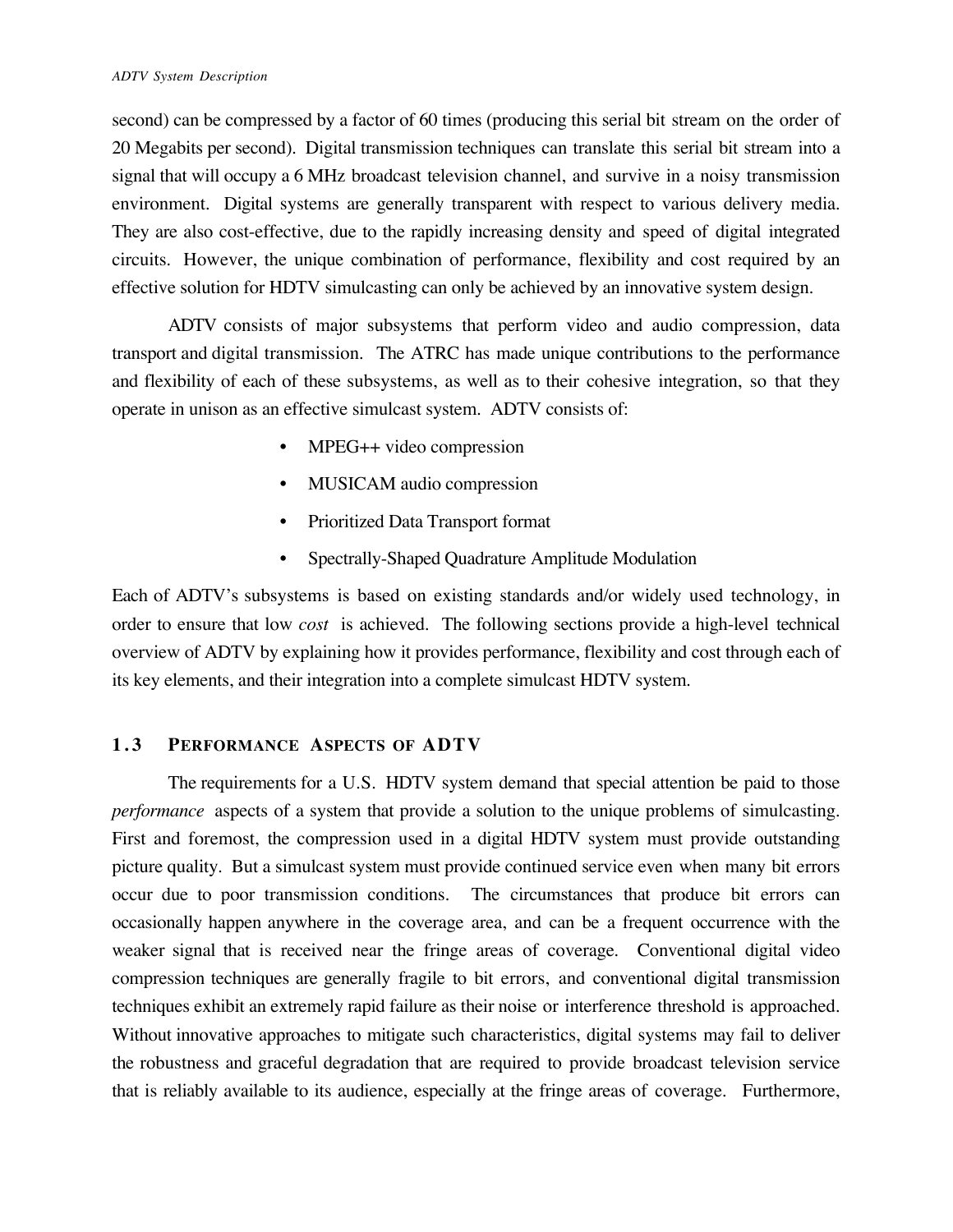second) can be compressed by a factor of 60 times (producing this serial bit stream on the order of 20 Megabits per second). Digital transmission techniques can translate this serial bit stream into a signal that will occupy a 6 MHz broadcast television channel, and survive in a noisy transmission environment. Digital systems are generally transparent with respect to various delivery media. They are also cost-effective, due to the rapidly increasing density and speed of digital integrated circuits. However, the unique combination of performance, flexibility and cost required by an effective solution for HDTV simulcasting can only be achieved by an innovative system design.

ADTV consists of major subsystems that perform video and audio compression, data transport and digital transmission. The ATRC has made unique contributions to the performance and flexibility of each of these subsystems, as well as to their cohesive integration, so that they operate in unison as an effective simulcast system. ADTV consists of:

- MPEG++ video compression
- MUSICAM audio compression
- Prioritized Data Transport format
- Spectrally-Shaped Quadrature Amplitude Modulation

Each of ADTV's subsystems is based on existing standards and/or widely used technology, in order to ensure that low *cost* is achieved. The following sections provide a high-level technical overview of ADTV by explaining how it provides performance, flexibility and cost through each of its key elements, and their integration into a complete simulcast HDTV system.

## 1.3 Performance Aspects of ADTV

The requirements for a U.S. HDTV system demand that special attention be paid to those *performance* aspects of a system that provide a solution to the unique problems of simulcasting. First and foremost, the compression used in a digital HDTV system must provide outstanding picture quality. But a simulcast system must provide continued service even when many bit errors occur due to poor transmission conditions. The circumstances that produce bit errors can occasionally happen anywhere in the coverage area, and can be a frequent occurrence with the weaker signal that is received near the fringe areas of coverage. Conventional digital video compression techniques are generally fragile to bit errors, and conventional digital transmission techniques exhibit an extremely rapid failure as their noise or interference threshold is approached. Without innovative approaches to mitigate such characteristics, digital systems may fail to deliver the robustness and graceful degradation that are required to provide broadcast television service that is reliably available to its audience, especially at the fringe areas of coverage. Furthermore,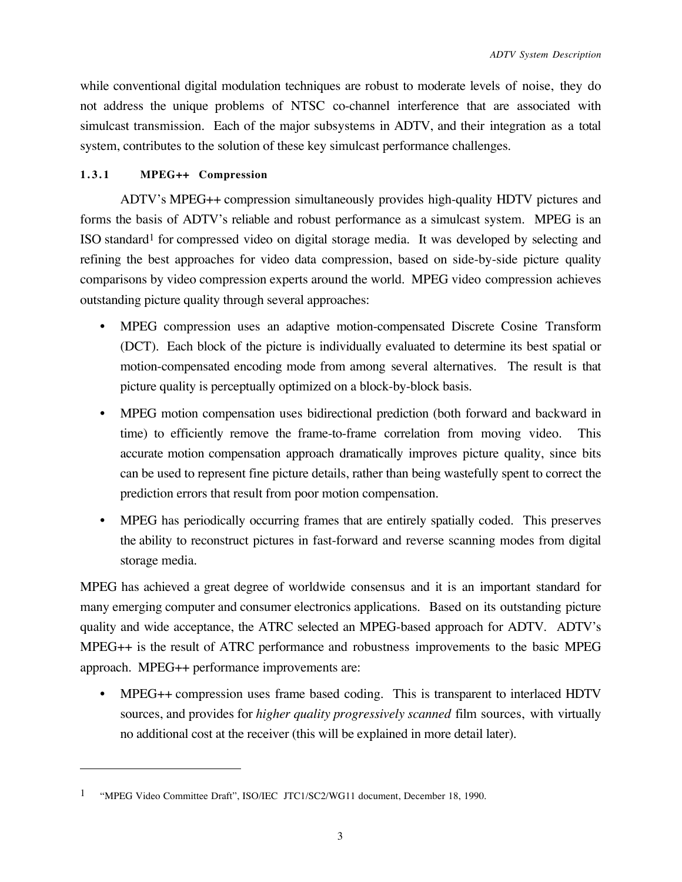while conventional digital modulation techniques are robust to moderate levels of noise, they do not address the unique problems of NTSC co-channel interference that are associated with simulcast transmission. Each of the major subsystems in ADTV, and their integration as a total system, contributes to the solution of these key simulcast performance challenges.

### 1.3.1 MPEG++ Compression

ADTV's MPEG++ compression simultaneously provides high-quality HDTV pictures and forms the basis of ADTV's reliable and robust performance as a simulcast system. MPEG is an ISO standard[1] for compressed video on digital storage media. It was developed by selecting and refining the best approaches for video data compression, based on side-by-side picture quality comparisons by video compression experts around the world. MPEG video compression achieves outstanding picture quality through several approaches:

- MPEG compression uses an adaptive motion-compensated Discrete Cosine Transform (DCT). Each block of the picture is individually evaluated to determine its best spatial or motion-compensated encoding mode from among several alternatives. The result is that picture quality is perceptually optimized on a block-by-block basis.
- MPEG motion compensation uses bidirectional prediction (both forward and backward in time) to efficiently remove the frame-to-frame correlation from moving video. This accurate motion compensation approach dramatically improves picture quality, since bits can be used to represent fine picture details, rather than being wastefully spent to correct the prediction errors that result from poor motion compensation.
- MPEG has periodically occurring frames that are entirely spatially coded. This preserves the ability to reconstruct pictures in fast-forward and reverse scanning modes from digital storage media.

MPEG has achieved a great degree of worldwide consensus and it is an important standard for many emerging computer and consumer electronics applications. Based on its outstanding picture quality and wide acceptance, the ATRC selected an MPEG-based approach for ADTV. ADTV's MPEG++ is the result of ATRC performance and robustness improvements to the basic MPEG approach. MPEG++ performance improvements are:

- MPEG++ compression uses frame based coding. This is transparent to interlaced HDTV sources, and provides for *higher quality progressively scanned* film sources, with virtually no additional cost at the receiver (this will be explained in more detail later).

---

[1] "MPEG Video Committee Draft", ISO/IEC JTC1/SC2/WG11 document, December 18, 1990.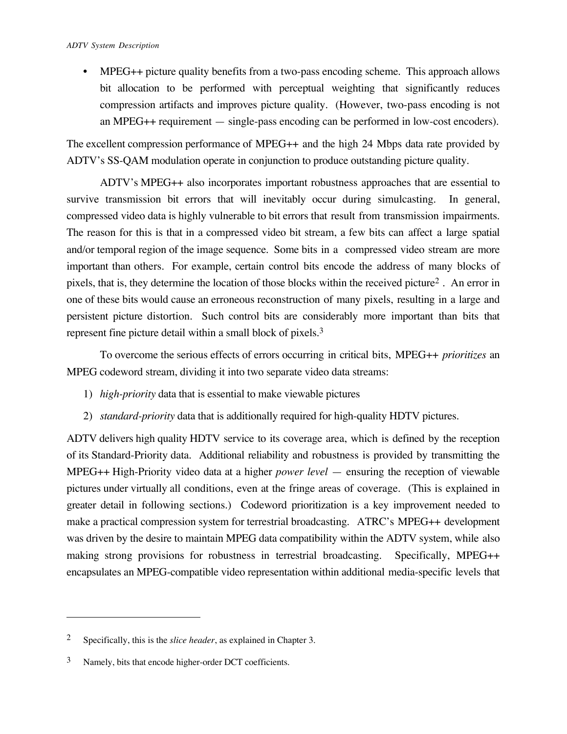- MPEG++ picture quality benefits from a two-pass encoding scheme. This approach allows bit allocation to be performed with perceptual weighting that significantly reduces compression artifacts and improves picture quality. (However, two-pass encoding is not an MPEG++ requirement — single-pass encoding can be performed in low-cost encoders).

The excellent compression performance of MPEG++ and the high 24 Mbps data rate provided by ADTV's SS-QAM modulation operate in conjunction to produce outstanding picture quality.

ADTV's MPEG++ also incorporates important robustness approaches that are essential to survive transmission bit errors that will inevitably occur during simulcasting. In general, compressed video data is highly vulnerable to bit errors that result from transmission impairments. The reason for this is that in a compressed video bit stream, a few bits can affect a large spatial and/or temporal region of the image sequence. Some bits in a compressed video stream are more important than others. For example, certain control bits encode the address of many blocks of pixels, that is, they determine the location of those blocks within the received picture[2]. An error in one of these bits would cause an erroneous reconstruction of many pixels, resulting in a large and persistent picture distortion. Such control bits are considerably more important than bits that represent fine picture detail within a small block of pixels.[3]

To overcome the serious effects of errors occurring in critical bits, MPEG++ *prioritizes* an MPEG codeword stream, dividing it into two separate video data streams:

1) *high-priority* data that is essential to make viewable pictures
2) *standard-priority* data that is additionally required for high-quality HDTV pictures.

ADTV delivers high quality HDTV service to its coverage area, which is defined by the reception of its Standard-Priority data. Additional reliability and robustness is provided by transmitting the MPEG++ High-Priority video data at a higher *power level* — ensuring the reception of viewable pictures under virtually all conditions, even at the fringe areas of coverage. (This is explained in greater detail in following sections.) Codeword prioritization is a key improvement needed to make a practical compression system for terrestrial broadcasting. ATRC's MPEG++ development was driven by the desire to maintain MPEG data compatibility within the ADTV system, while also making strong provisions for robustness in terrestrial broadcasting. Specifically, MPEG++ encapsulates an MPEG-compatible video representation within additional media-specific levels that

---

[2] Specifically, this is the *slice header*, as explained in Chapter 3.

[3] Namely, bits that encode higher-order DCT coefficients.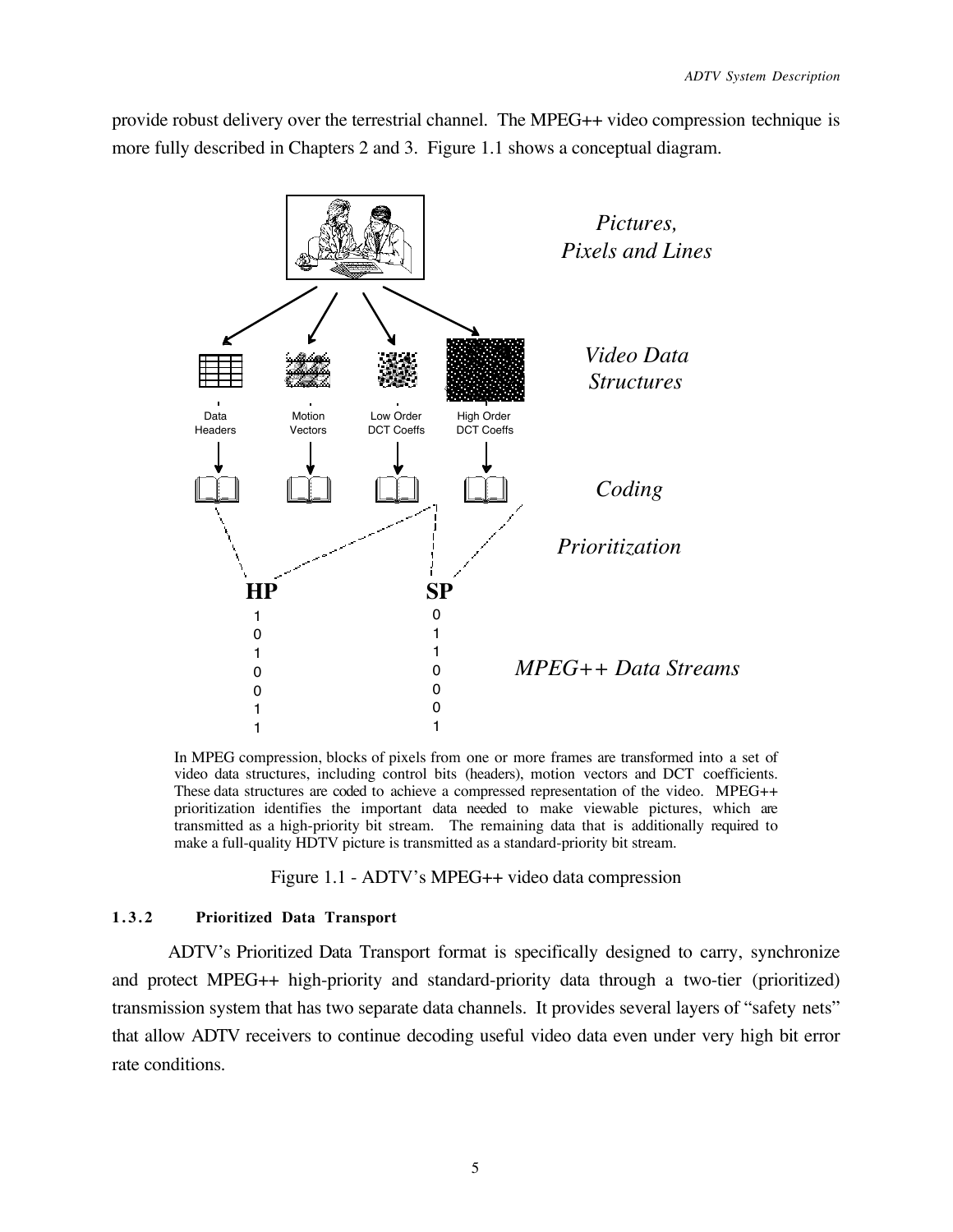provide robust delivery over the terrestrial channel. The MPEG++ video compression technique is more fully described in Chapters 2 and 3. Figure 1.1 shows a conceptual diagram.

In MPEG compression, blocks of pixels from one or more frames are transformed into a set of video data structures, including control bits (headers), motion vectors and DCT coefficients. These data structures are coded to achieve a compressed representation of the video. MPEG++ prioritization identifies the important data needed to make viewable pictures, which are transmitted as a high-priority bit stream. The remaining data that is additionally required to make a full-quality HDTV picture is transmitted as a standard-priority bit stream.

Figure 1.1 - ADTV's MPEG++ video data compression

#### 1.3.2 Prioritized Data Transport

ADTV's Prioritized Data Transport format is specifically designed to carry, synchronize and protect MPEG++ high-priority and standard-priority data through a two-tier (prioritized) transmission system that has two separate data channels. It provides several layers of "safety nets" that allow ADTV receivers to continue decoding useful video data even under very high bit error rate conditions.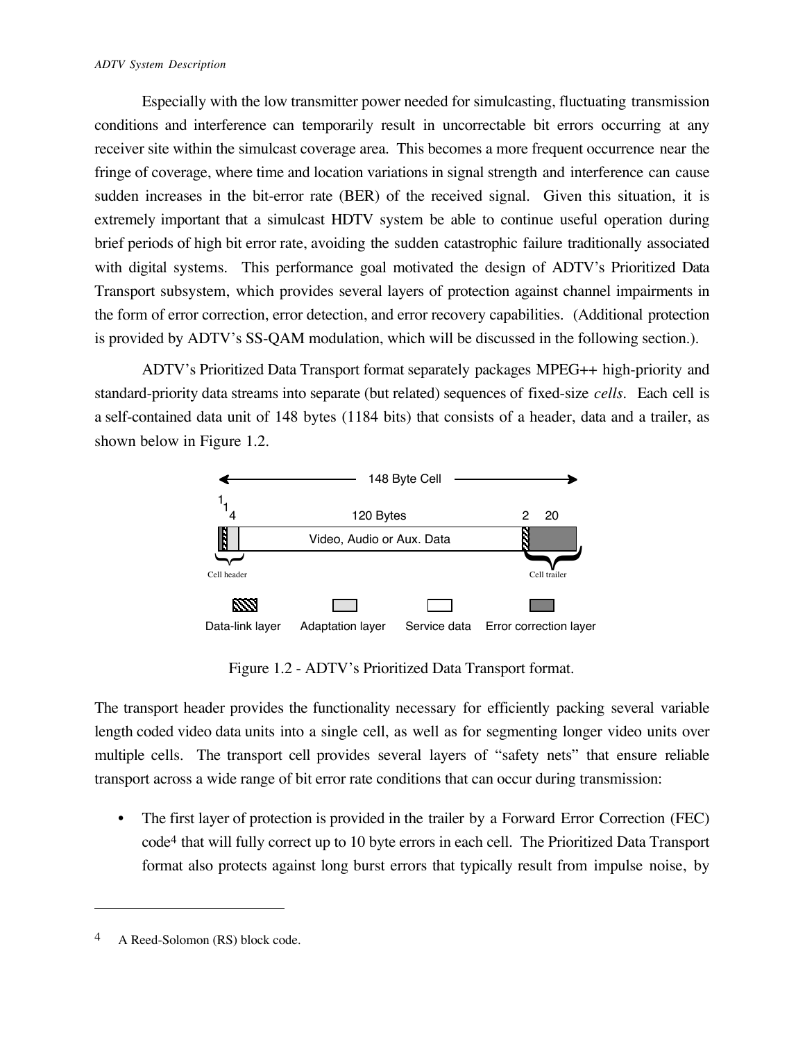Especially with the low transmitter power needed for simulcasting, fluctuating transmission conditions and interference can temporarily result in uncorrectable bit errors occurring at any receiver site within the simulcast coverage area. This becomes a more frequent occurrence near the fringe of coverage, where time and location variations in signal strength and interference can cause sudden increases in the bit-error rate (BER) of the received signal. Given this situation, it is extremely important that a simulcast HDTV system be able to continue useful operation during brief periods of high bit error rate, avoiding the sudden catastrophic failure traditionally associated with digital systems. This performance goal motivated the design of ADTV's Prioritized Data Transport subsystem, which provides several layers of protection against channel impairments in the form of error correction, error detection, and error recovery capabilities. (Additional protection is provided by ADTV's SS-QAM modulation, which will be discussed in the following section.).

ADTV's Prioritized Data Transport format separately packages MPEG++ high-priority and standard-priority data streams into separate (but related) sequences of fixed-size *cells*. Each cell is a self-contained data unit of 148 bytes (1184 bits) that consists of a header, data and a trailer, as shown below in Figure 1.2.

148 Byte Cell

| Cell header (1, 1, 4) | 120 Bytes | Cell trailer (2, 20) |
|---|---|---|
| Data-link layer, Adaptation layer | Video, Audio or Aux. Data | Data-link layer, Error correction layer |

Legend: Data-link layer; Adaptation layer; Service data; Error correction layer

Figure 1.2 - ADTV's Prioritized Data Transport format.

The transport header provides the functionality necessary for efficiently packing several variable length coded video data units into a single cell, as well as for segmenting longer video units over multiple cells. The transport cell provides several layers of "safety nets" that ensure reliable transport across a wide range of bit error rate conditions that can occur during transmission:

- The first layer of protection is provided in the trailer by a Forward Error Correction (FEC) code[4] that will fully correct up to 10 byte errors in each cell. The Prioritized Data Transport format also protects against long burst errors that typically result from impulse noise, by

---

[4] A Reed-Solomon (RS) block code.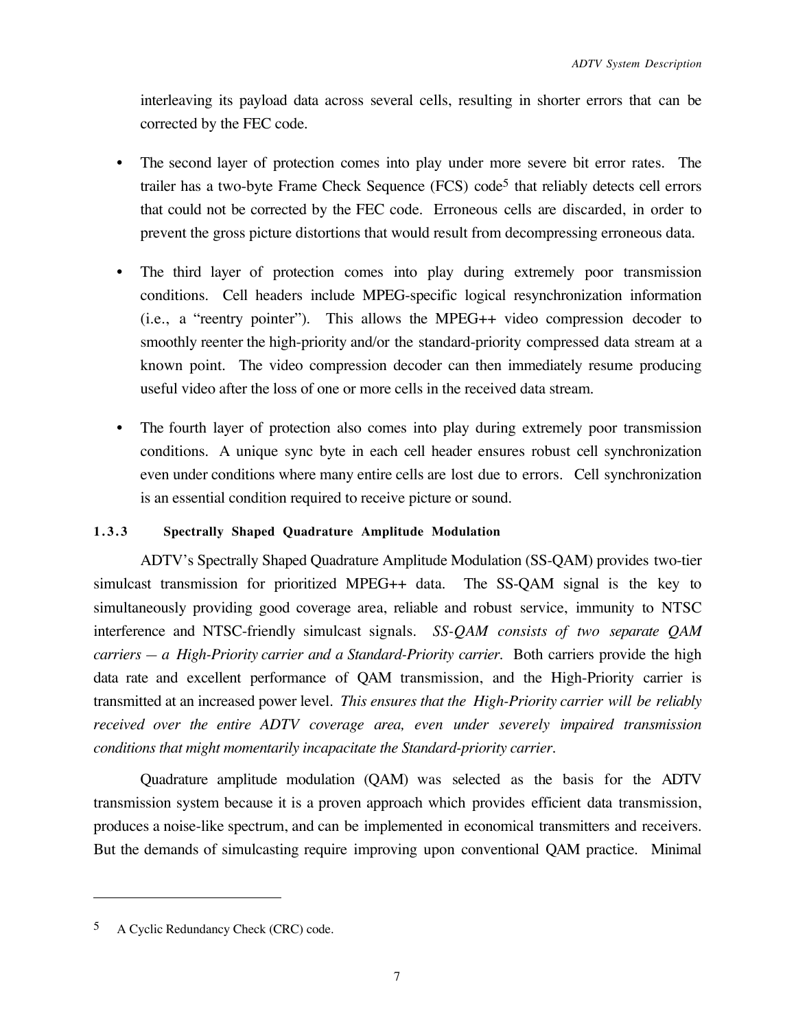interleaving its payload data across several cells, resulting in shorter errors that can be corrected by the FEC code.

- The second layer of protection comes into play under more severe bit error rates. The trailer has a two-byte Frame Check Sequence (FCS) code[5] that reliably detects cell errors that could not be corrected by the FEC code. Erroneous cells are discarded, in order to prevent the gross picture distortions that would result from decompressing erroneous data.

- The third layer of protection comes into play during extremely poor transmission conditions. Cell headers include MPEG-specific logical resynchronization information (i.e., a "reentry pointer"). This allows the MPEG++ video compression decoder to smoothly reenter the high-priority and/or the standard-priority compressed data stream at a known point. The video compression decoder can then immediately resume producing useful video after the loss of one or more cells in the received data stream.

- The fourth layer of protection also comes into play during extremely poor transmission conditions. A unique sync byte in each cell header ensures robust cell synchronization even under conditions where many entire cells are lost due to errors. Cell synchronization is an essential condition required to receive picture or sound.

### 1.3.3 Spectrally Shaped Quadrature Amplitude Modulation

ADTV's Spectrally Shaped Quadrature Amplitude Modulation (SS-QAM) provides two-tier simulcast transmission for prioritized MPEG++ data. The SS-QAM signal is the key to simultaneously providing good coverage area, reliable and robust service, immunity to NTSC interference and NTSC-friendly simulcast signals. *SS-QAM consists of two separate QAM carriers — a High-Priority carrier and a Standard-Priority carrier.* Both carriers provide the high data rate and excellent performance of QAM transmission, and the High-Priority carrier is transmitted at an increased power level. *This ensures that the High-Priority carrier will be reliably received over the entire ADTV coverage area, even under severely impaired transmission conditions that might momentarily incapacitate the Standard-priority carrier.*

Quadrature amplitude modulation (QAM) was selected as the basis for the ADTV transmission system because it is a proven approach which provides efficient data transmission, produces a noise-like spectrum, and can be implemented in economical transmitters and receivers. But the demands of simulcasting require improving upon conventional QAM practice. Minimal

---

[5] A Cyclic Redundancy Check (CRC) code.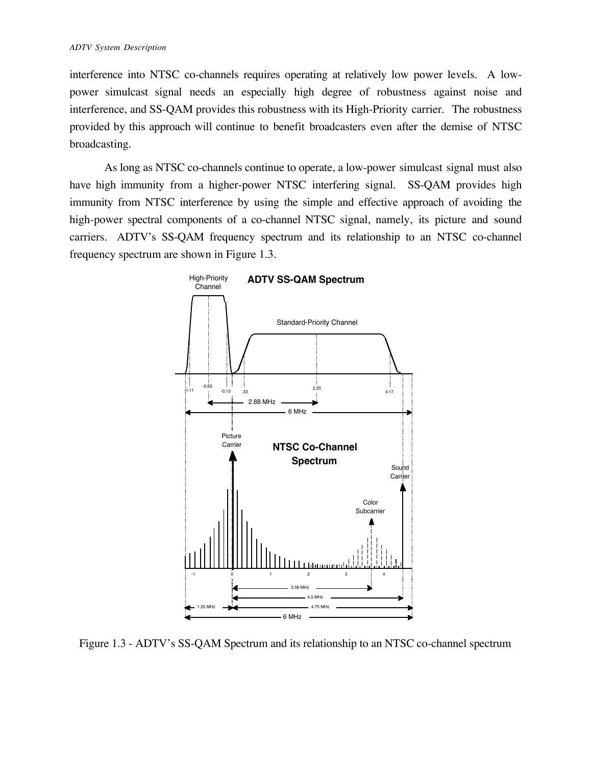interference into NTSC co-channels requires operating at relatively low power levels. A low-power simulcast signal needs an especially high degree of robustness against noise and interference, and SS-QAM provides this robustness with its High-Priority carrier. The robustness provided by this approach will continue to benefit broadcasters even after the demise of NTSC broadcasting.

As long as NTSC co-channels continue to operate, a low-power simulcast signal must also have high immunity from a higher-power NTSC interfering signal. SS-QAM provides high immunity from NTSC interference by using the simple and effective approach of avoiding the high-power spectral components of a co-channel NTSC signal, namely, its picture and sound carriers. ADTV's SS-QAM frequency spectrum and its relationship to an NTSC co-channel frequency spectrum are shown in Figure 1.3.

Figure 1.3 - ADTV's SS-QAM Spectrum and its relationship to an NTSC co-channel spectrum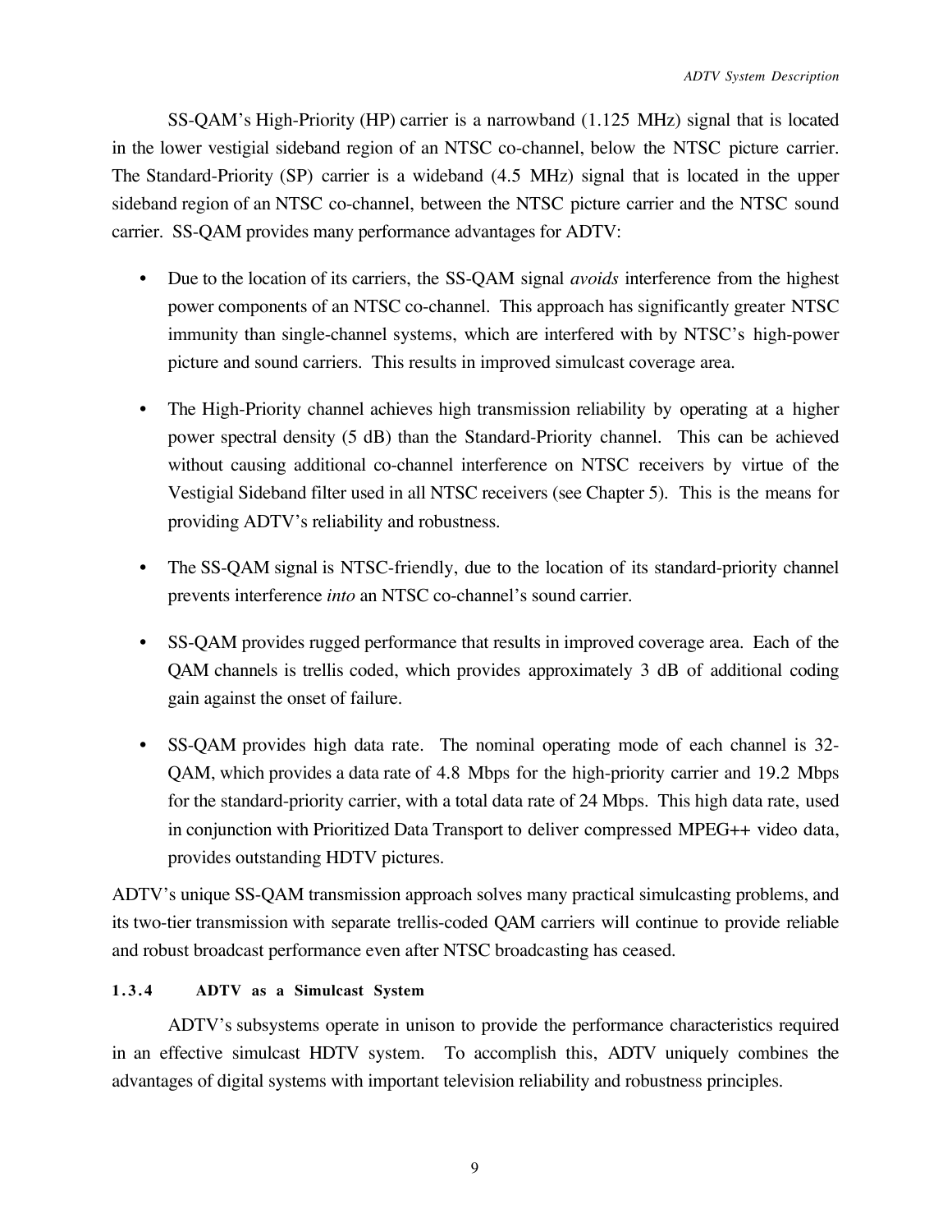SS-QAM's High-Priority (HP) carrier is a narrowband (1.125 MHz) signal that is located in the lower vestigial sideband region of an NTSC co-channel, below the NTSC picture carrier. The Standard-Priority (SP) carrier is a wideband (4.5 MHz) signal that is located in the upper sideband region of an NTSC co-channel, between the NTSC picture carrier and the NTSC sound carrier. SS-QAM provides many performance advantages for ADTV:

- Due to the location of its carriers, the SS-QAM signal *avoids* interference from the highest power components of an NTSC co-channel. This approach has significantly greater NTSC immunity than single-channel systems, which are interfered with by NTSC's high-power picture and sound carriers. This results in improved simulcast coverage area.

- The High-Priority channel achieves high transmission reliability by operating at a higher power spectral density (5 dB) than the Standard-Priority channel. This can be achieved without causing additional co-channel interference on NTSC receivers by virtue of the Vestigial Sideband filter used in all NTSC receivers (see Chapter 5). This is the means for providing ADTV's reliability and robustness.

- The SS-QAM signal is NTSC-friendly, due to the location of its standard-priority channel prevents interference *into* an NTSC co-channel's sound carrier.

- SS-QAM provides rugged performance that results in improved coverage area. Each of the QAM channels is trellis coded, which provides approximately 3 dB of additional coding gain against the onset of failure.

- SS-QAM provides high data rate. The nominal operating mode of each channel is 32-QAM, which provides a data rate of 4.8 Mbps for the high-priority carrier and 19.2 Mbps for the standard-priority carrier, with a total data rate of 24 Mbps. This high data rate, used in conjunction with Prioritized Data Transport to deliver compressed MPEG++ video data, provides outstanding HDTV pictures.

ADTV's unique SS-QAM transmission approach solves many practical simulcasting problems, and its two-tier transmission with separate trellis-coded QAM carriers will continue to provide reliable and robust broadcast performance even after NTSC broadcasting has ceased.

### 1.3.4 ADTV as a Simulcast System

ADTV's subsystems operate in unison to provide the performance characteristics required in an effective simulcast HDTV system. To accomplish this, ADTV uniquely combines the advantages of digital systems with important television reliability and robustness principles.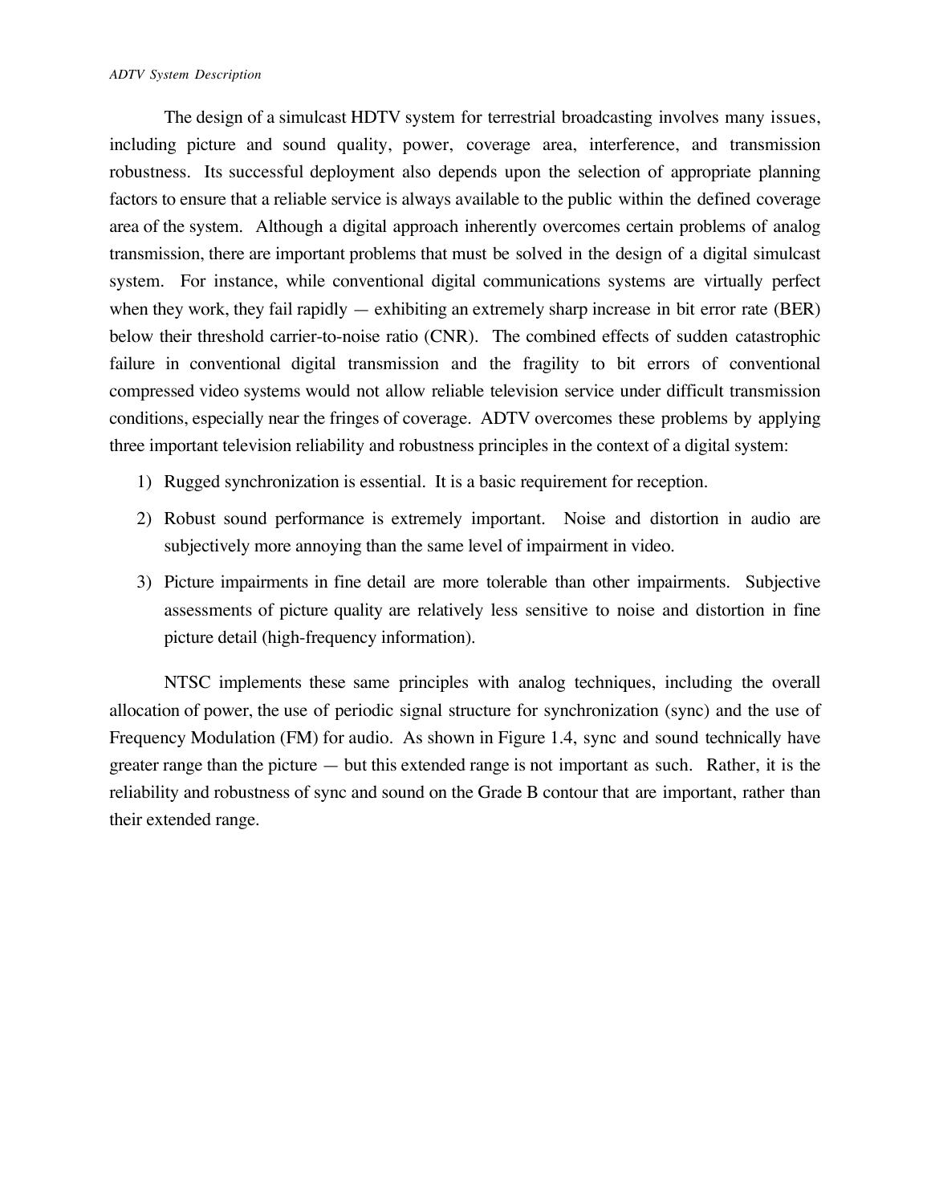The design of a simulcast HDTV system for terrestrial broadcasting involves many issues, including picture and sound quality, power, coverage area, interference, and transmission robustness. Its successful deployment also depends upon the selection of appropriate planning factors to ensure that a reliable service is always available to the public within the defined coverage area of the system. Although a digital approach inherently overcomes certain problems of analog transmission, there are important problems that must be solved in the design of a digital simulcast system. For instance, while conventional digital communications systems are virtually perfect when they work, they fail rapidly — exhibiting an extremely sharp increase in bit error rate (BER) below their threshold carrier-to-noise ratio (CNR). The combined effects of sudden catastrophic failure in conventional digital transmission and the fragility to bit errors of conventional compressed video systems would not allow reliable television service under difficult transmission conditions, especially near the fringes of coverage. ADTV overcomes these problems by applying three important television reliability and robustness principles in the context of a digital system:

1) Rugged synchronization is essential. It is a basic requirement for reception.
2) Robust sound performance is extremely important. Noise and distortion in audio are subjectively more annoying than the same level of impairment in video.
3) Picture impairments in fine detail are more tolerable than other impairments. Subjective assessments of picture quality are relatively less sensitive to noise and distortion in fine picture detail (high-frequency information).

NTSC implements these same principles with analog techniques, including the overall allocation of power, the use of periodic signal structure for synchronization (sync) and the use of Frequency Modulation (FM) for audio. As shown in Figure 1.4, sync and sound technically have greater range than the picture — but this extended range is not important as such. Rather, it is the reliability and robustness of sync and sound on the Grade B contour that are important, rather than their extended range.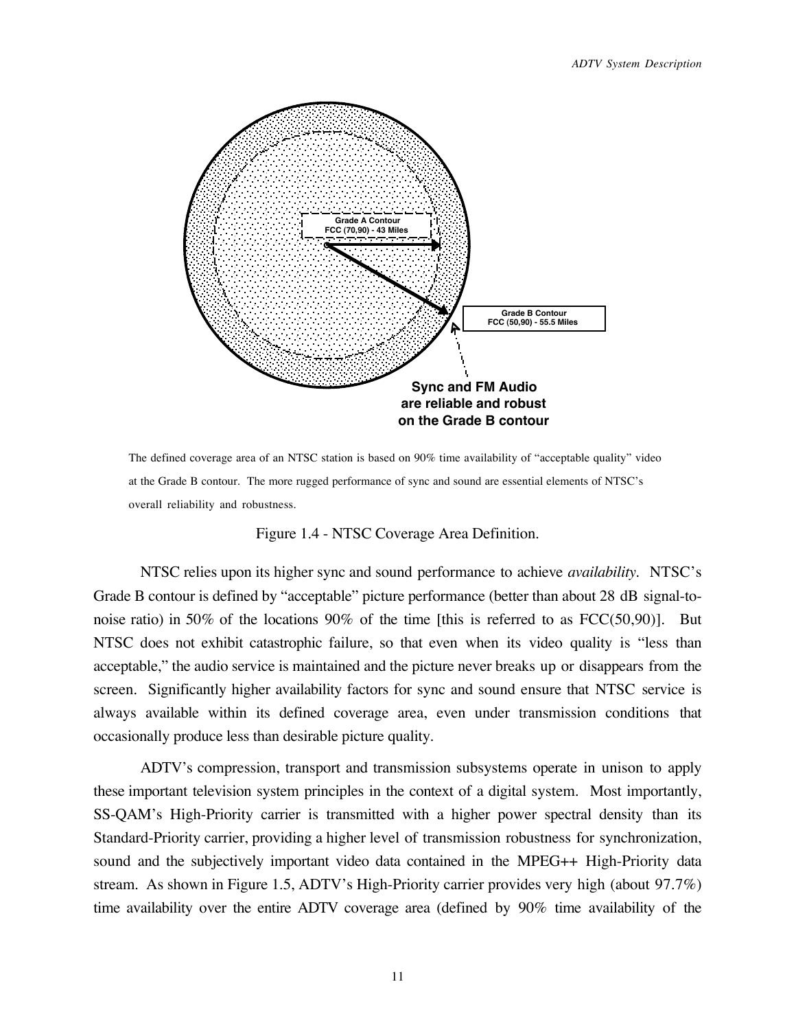Grade A Contour
FCC (70,90) - 43 Miles

Grade B Contour
FCC (50,90) - 55.5 Miles

**Sync and FM Audio are reliable and robust on the Grade B contour**

The defined coverage area of an NTSC station is based on 90% time availability of "acceptable quality" video at the Grade B contour. The more rugged performance of sync and sound are essential elements of NTSC's overall reliability and robustness.

Figure 1.4 - NTSC Coverage Area Definition.

NTSC relies upon its higher sync and sound performance to achieve *availability*. NTSC's Grade B contour is defined by "acceptable" picture performance (better than about 28 dB signal-to-noise ratio) in 50% of the locations 90% of the time [this is referred to as FCC(50,90)]. But NTSC does not exhibit catastrophic failure, so that even when its video quality is "less than acceptable," the audio service is maintained and the picture never breaks up or disappears from the screen. Significantly higher availability factors for sync and sound ensure that NTSC service is always available within its defined coverage area, even under transmission conditions that occasionally produce less than desirable picture quality.

ADTV's compression, transport and transmission subsystems operate in unison to apply these important television system principles in the context of a digital system. Most importantly, SS-QAM's High-Priority carrier is transmitted with a higher power spectral density than its Standard-Priority carrier, providing a higher level of transmission robustness for synchronization, sound and the subjectively important video data contained in the MPEG++ High-Priority data stream. As shown in Figure 1.5, ADTV's High-Priority carrier provides very high (about 97.7%) time availability over the entire ADTV coverage area (defined by 90% time availability of the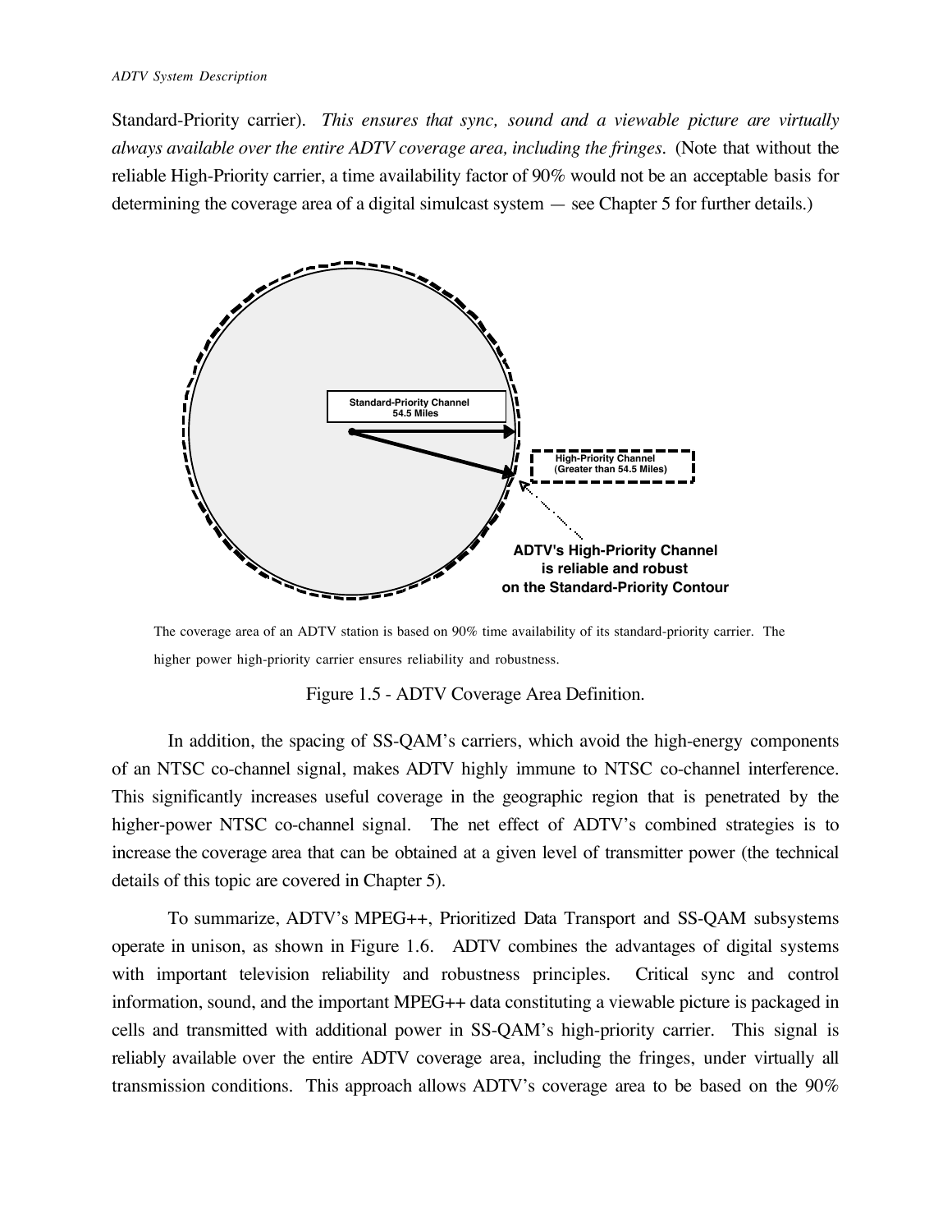Standard-Priority carrier). *This ensures that sync, sound and a viewable picture are virtually always available over the entire ADTV coverage area, including the fringes.* (Note that without the reliable High-Priority carrier, a time availability factor of 90% would not be an acceptable basis for determining the coverage area of a digital simulcast system — see Chapter 5 for further details.)

Standard-Priority Channel 54.5 Miles

High-Priority Channel (Greater than 54.5 Miles)

ADTV's High-Priority Channel is reliable and robust on the Standard-Priority Contour

The coverage area of an ADTV station is based on 90% time availability of its standard-priority carrier. The higher power high-priority carrier ensures reliability and robustness.

Figure 1.5 - ADTV Coverage Area Definition.

In addition, the spacing of SS-QAM's carriers, which avoid the high-energy components of an NTSC co-channel signal, makes ADTV highly immune to NTSC co-channel interference. This significantly increases useful coverage in the geographic region that is penetrated by the higher-power NTSC co-channel signal. The net effect of ADTV's combined strategies is to increase the coverage area that can be obtained at a given level of transmitter power (the technical details of this topic are covered in Chapter 5).

To summarize, ADTV's MPEG++, Prioritized Data Transport and SS-QAM subsystems operate in unison, as shown in Figure 1.6. ADTV combines the advantages of digital systems with important television reliability and robustness principles. Critical sync and control information, sound, and the important MPEG++ data constituting a viewable picture is packaged in cells and transmitted with additional power in SS-QAM's high-priority carrier. This signal is reliably available over the entire ADTV coverage area, including the fringes, under virtually all transmission conditions. This approach allows ADTV's coverage area to be based on the 90%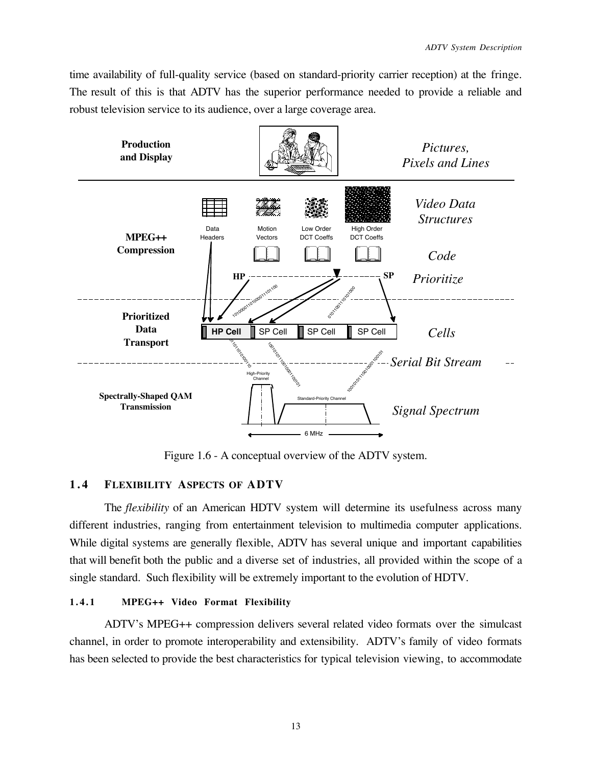time availability of full-quality service (based on standard-priority carrier reception) at the fringe. The result of this is that ADTV has the superior performance needed to provide a reliable and robust television service to its audience, over a large coverage area.

Figure 1.6 - A conceptual overview of the ADTV system.

## 1.4 FLEXIBILITY ASPECTS OF ADTV

The *flexibility* of an American HDTV system will determine its usefulness across many different industries, ranging from entertainment television to multimedia computer applications. While digital systems are generally flexible, ADTV has several unique and important capabilities that will benefit both the public and a diverse set of industries, all provided within the scope of a single standard. Such flexibility will be extremely important to the evolution of HDTV.

### 1.4.1 MPEG++ Video Format Flexibility

ADTV's MPEG++ compression delivers several related video formats over the simulcast channel, in order to promote interoperability and extensibility. ADTV's family of video formats has been selected to provide the best characteristics for typical television viewing, to accommodate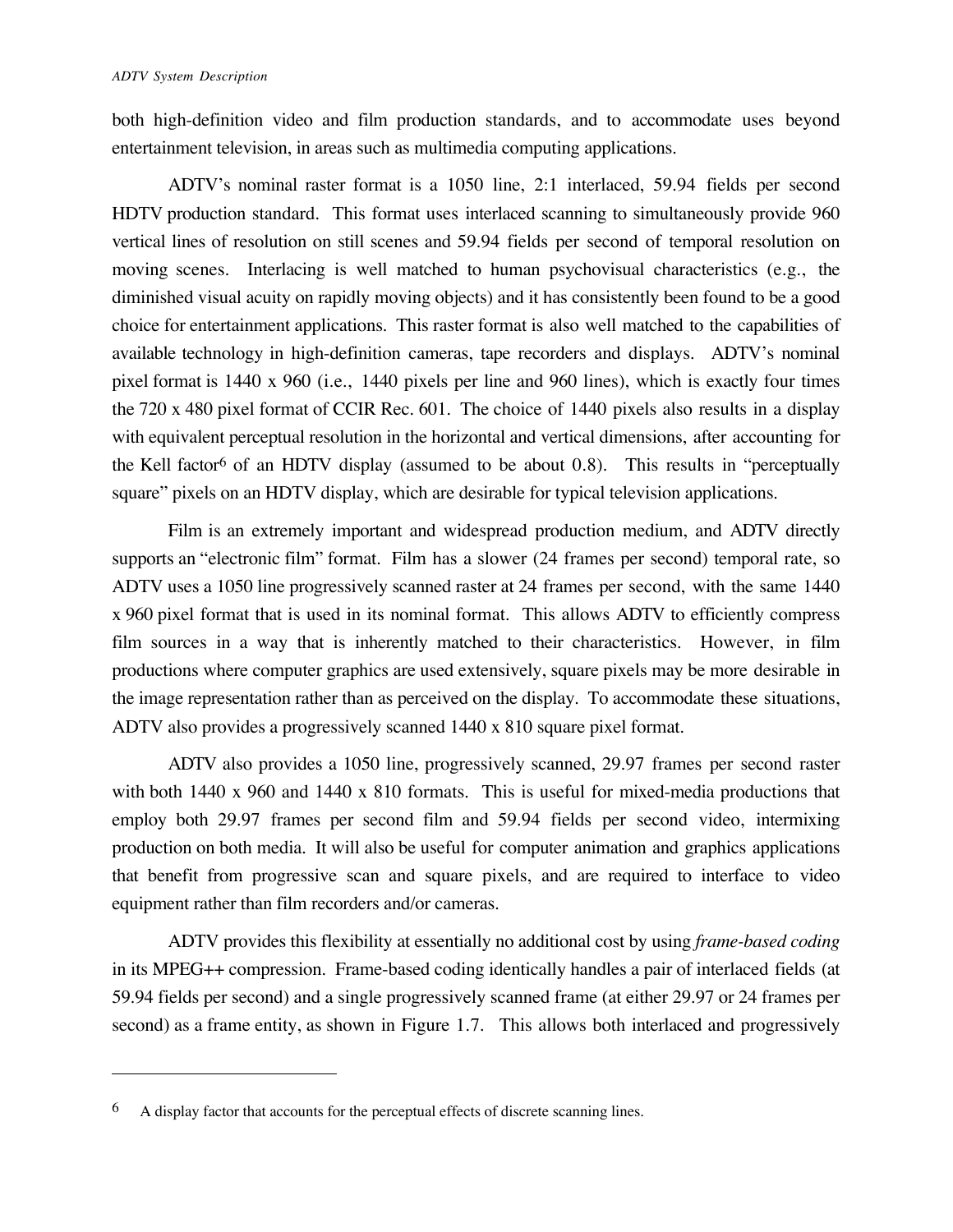both high-definition video and film production standards, and to accommodate uses beyond entertainment television, in areas such as multimedia computing applications.

ADTV's nominal raster format is a 1050 line, 2:1 interlaced, 59.94 fields per second HDTV production standard. This format uses interlaced scanning to simultaneously provide 960 vertical lines of resolution on still scenes and 59.94 fields per second of temporal resolution on moving scenes. Interlacing is well matched to human psychovisual characteristics (e.g., the diminished visual acuity on rapidly moving objects) and it has consistently been found to be a good choice for entertainment applications. This raster format is also well matched to the capabilities of available technology in high-definition cameras, tape recorders and displays. ADTV's nominal pixel format is 1440 x 960 (i.e., 1440 pixels per line and 960 lines), which is exactly four times the 720 x 480 pixel format of CCIR Rec. 601. The choice of 1440 pixels also results in a display with equivalent perceptual resolution in the horizontal and vertical dimensions, after accounting for the Kell factor[6] of an HDTV display (assumed to be about 0.8). This results in "perceptually square" pixels on an HDTV display, which are desirable for typical television applications.

Film is an extremely important and widespread production medium, and ADTV directly supports an "electronic film" format. Film has a slower (24 frames per second) temporal rate, so ADTV uses a 1050 line progressively scanned raster at 24 frames per second, with the same 1440 x 960 pixel format that is used in its nominal format. This allows ADTV to efficiently compress film sources in a way that is inherently matched to their characteristics. However, in film productions where computer graphics are used extensively, square pixels may be more desirable in the image representation rather than as perceived on the display. To accommodate these situations, ADTV also provides a progressively scanned 1440 x 810 square pixel format.

ADTV also provides a 1050 line, progressively scanned, 29.97 frames per second raster with both 1440 x 960 and 1440 x 810 formats. This is useful for mixed-media productions that employ both 29.97 frames per second film and 59.94 fields per second video, intermixing production on both media. It will also be useful for computer animation and graphics applications that benefit from progressive scan and square pixels, and are required to interface to video equipment rather than film recorders and/or cameras.

ADTV provides this flexibility at essentially no additional cost by using *frame-based coding* in its MPEG++ compression. Frame-based coding identically handles a pair of interlaced fields (at 59.94 fields per second) and a single progressively scanned frame (at either 29.97 or 24 frames per second) as a frame entity, as shown in Figure 1.7. This allows both interlaced and progressively

---

[6] A display factor that accounts for the perceptual effects of discrete scanning lines.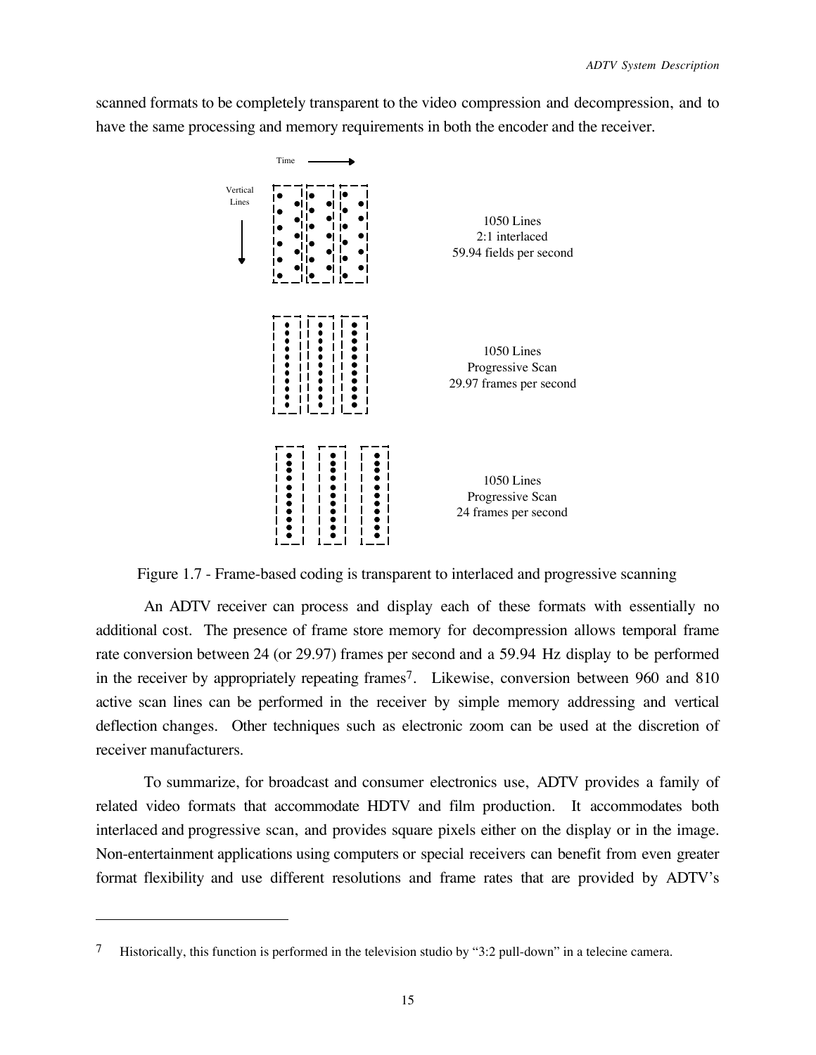scanned formats to be completely transparent to the video compression and decompression, and to have the same processing and memory requirements in both the encoder and the receiver.

1050 Lines
2:1 interlaced
59.94 fields per second

1050 Lines
Progressive Scan
29.97 frames per second

1050 Lines
Progressive Scan
24 frames per second

Figure 1.7 - Frame-based coding is transparent to interlaced and progressive scanning

An ADTV receiver can process and display each of these formats with essentially no additional cost. The presence of frame store memory for decompression allows temporal frame rate conversion between 24 (or 29.97) frames per second and a 59.94 Hz display to be performed in the receiver by appropriately repeating frames[7]. Likewise, conversion between 960 and 810 active scan lines can be performed in the receiver by simple memory addressing and vertical deflection changes. Other techniques such as electronic zoom can be used at the discretion of receiver manufacturers.

To summarize, for broadcast and consumer electronics use, ADTV provides a family of related video formats that accommodate HDTV and film production. It accommodates both interlaced and progressive scan, and provides square pixels either on the display or in the image. Non-entertainment applications using computers or special receivers can benefit from even greater format flexibility and use different resolutions and frame rates that are provided by ADTV's

---

[7] Historically, this function is performed in the television studio by "3:2 pull-down" in a telecine camera.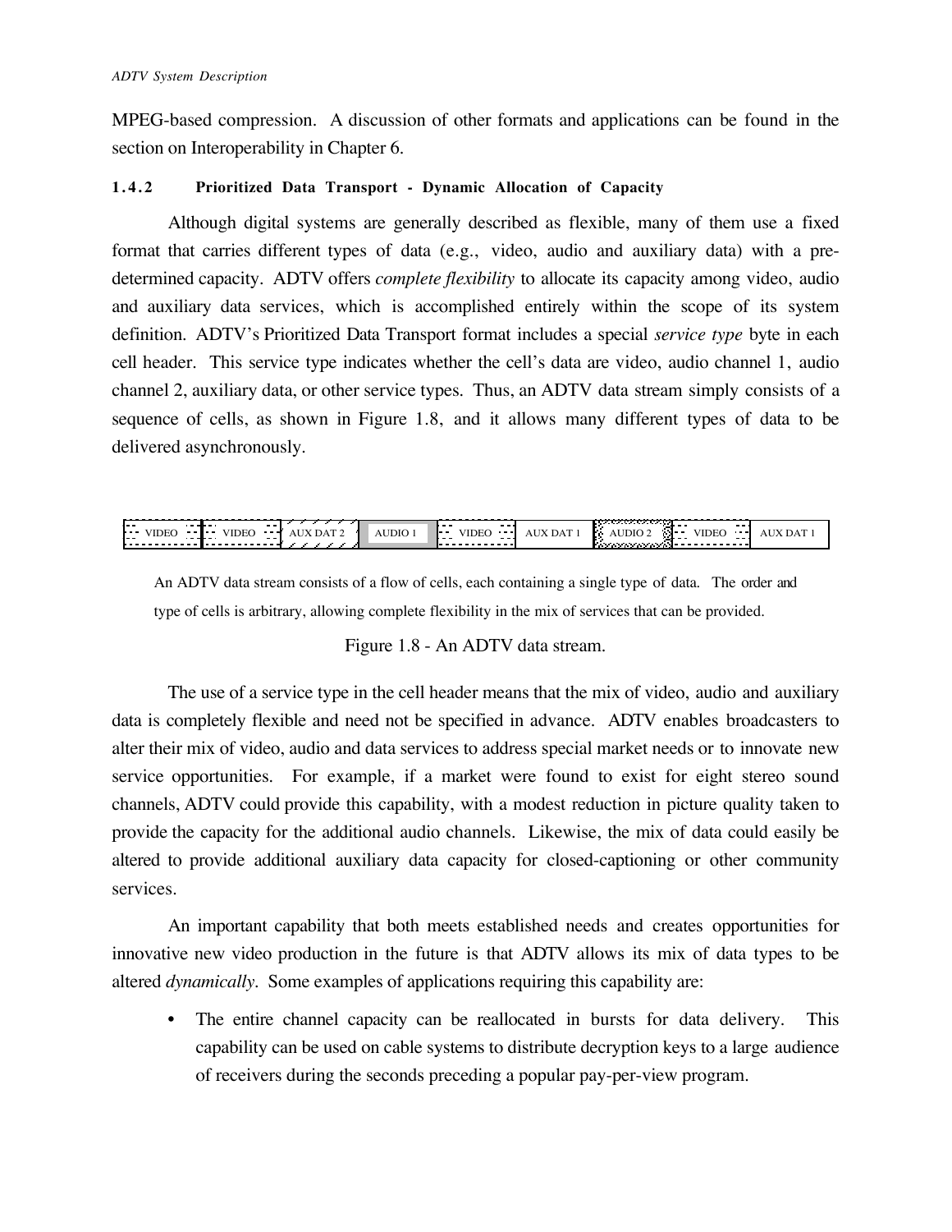MPEG-based compression. A discussion of other formats and applications can be found in the section on Interoperability in Chapter 6.

### 1.4.2 Prioritized Data Transport - Dynamic Allocation of Capacity

Although digital systems are generally described as flexible, many of them use a fixed format that carries different types of data (e.g., video, audio and auxiliary data) with a pre-determined capacity. ADTV offers *complete flexibility* to allocate its capacity among video, audio and auxiliary data services, which is accomplished entirely within the scope of its system definition. ADTV's Prioritized Data Transport format includes a special *service type* byte in each cell header. This service type indicates whether the cell's data are video, audio channel 1, audio channel 2, auxiliary data, or other service types. Thus, an ADTV data stream simply consists of a sequence of cells, as shown in Figure 1.8, and it allows many different types of data to be delivered asynchronously.

| VIDEO | VIDEO | AUX DAT 2 | AUDIO 1 | VIDEO | AUX DAT 1 | AUDIO 2 | VIDEO | AUX DAT 1 |
|---|---|---|---|---|---|---|---|---|

An ADTV data stream consists of a flow of cells, each containing a single type of data. The order and type of cells is arbitrary, allowing complete flexibility in the mix of services that can be provided.

Figure 1.8 - An ADTV data stream.

The use of a service type in the cell header means that the mix of video, audio and auxiliary data is completely flexible and need not be specified in advance. ADTV enables broadcasters to alter their mix of video, audio and data services to address special market needs or to innovate new service opportunities. For example, if a market were found to exist for eight stereo sound channels, ADTV could provide this capability, with a modest reduction in picture quality taken to provide the capacity for the additional audio channels. Likewise, the mix of data could easily be altered to provide additional auxiliary data capacity for closed-captioning or other community services.

An important capability that both meets established needs and creates opportunities for innovative new video production in the future is that ADTV allows its mix of data types to be altered *dynamically*. Some examples of applications requiring this capability are:

- The entire channel capacity can be reallocated in bursts for data delivery. This capability can be used on cable systems to distribute decryption keys to a large audience of receivers during the seconds preceding a popular pay-per-view program.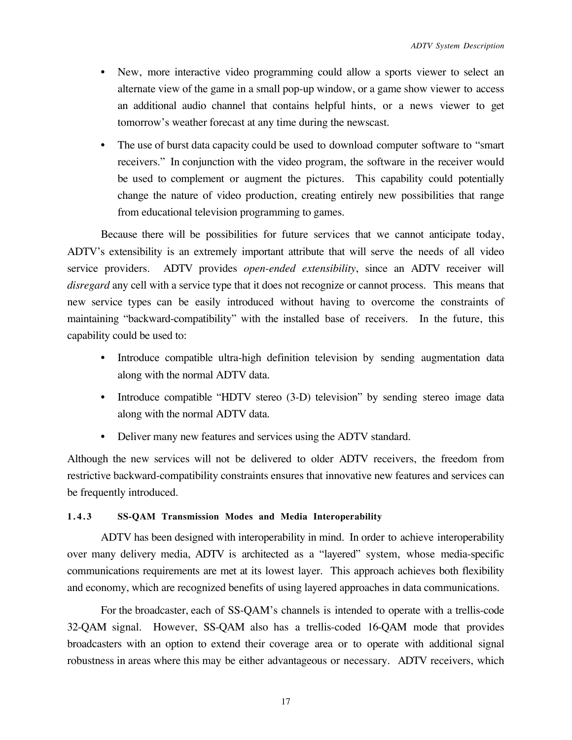- New, more interactive video programming could allow a sports viewer to select an alternate view of the game in a small pop-up window, or a game show viewer to access an additional audio channel that contains helpful hints, or a news viewer to get tomorrow's weather forecast at any time during the newscast.
- The use of burst data capacity could be used to download computer software to "smart receivers." In conjunction with the video program, the software in the receiver would be used to complement or augment the pictures. This capability could potentially change the nature of video production, creating entirely new possibilities that range from educational television programming to games.

Because there will be possibilities for future services that we cannot anticipate today, ADTV's extensibility is an extremely important attribute that will serve the needs of all video service providers. ADTV provides *open-ended extensibility*, since an ADTV receiver will *disregard* any cell with a service type that it does not recognize or cannot process. This means that new service types can be easily introduced without having to overcome the constraints of maintaining "backward-compatibility" with the installed base of receivers. In the future, this capability could be used to:

- Introduce compatible ultra-high definition television by sending augmentation data along with the normal ADTV data.
- Introduce compatible "HDTV stereo (3-D) television" by sending stereo image data along with the normal ADTV data.
- Deliver many new features and services using the ADTV standard.

Although the new services will not be delivered to older ADTV receivers, the freedom from restrictive backward-compatibility constraints ensures that innovative new features and services can be frequently introduced.

#### 1.4.3 SS-QAM Transmission Modes and Media Interoperability

ADTV has been designed with interoperability in mind. In order to achieve interoperability over many delivery media, ADTV is architected as a "layered" system, whose media-specific communications requirements are met at its lowest layer. This approach achieves both flexibility and economy, which are recognized benefits of using layered approaches in data communications.

For the broadcaster, each of SS-QAM's channels is intended to operate with a trellis-code 32-QAM signal. However, SS-QAM also has a trellis-coded 16-QAM mode that provides broadcasters with an option to extend their coverage area or to operate with additional signal robustness in areas where this may be either advantageous or necessary. ADTV receivers, which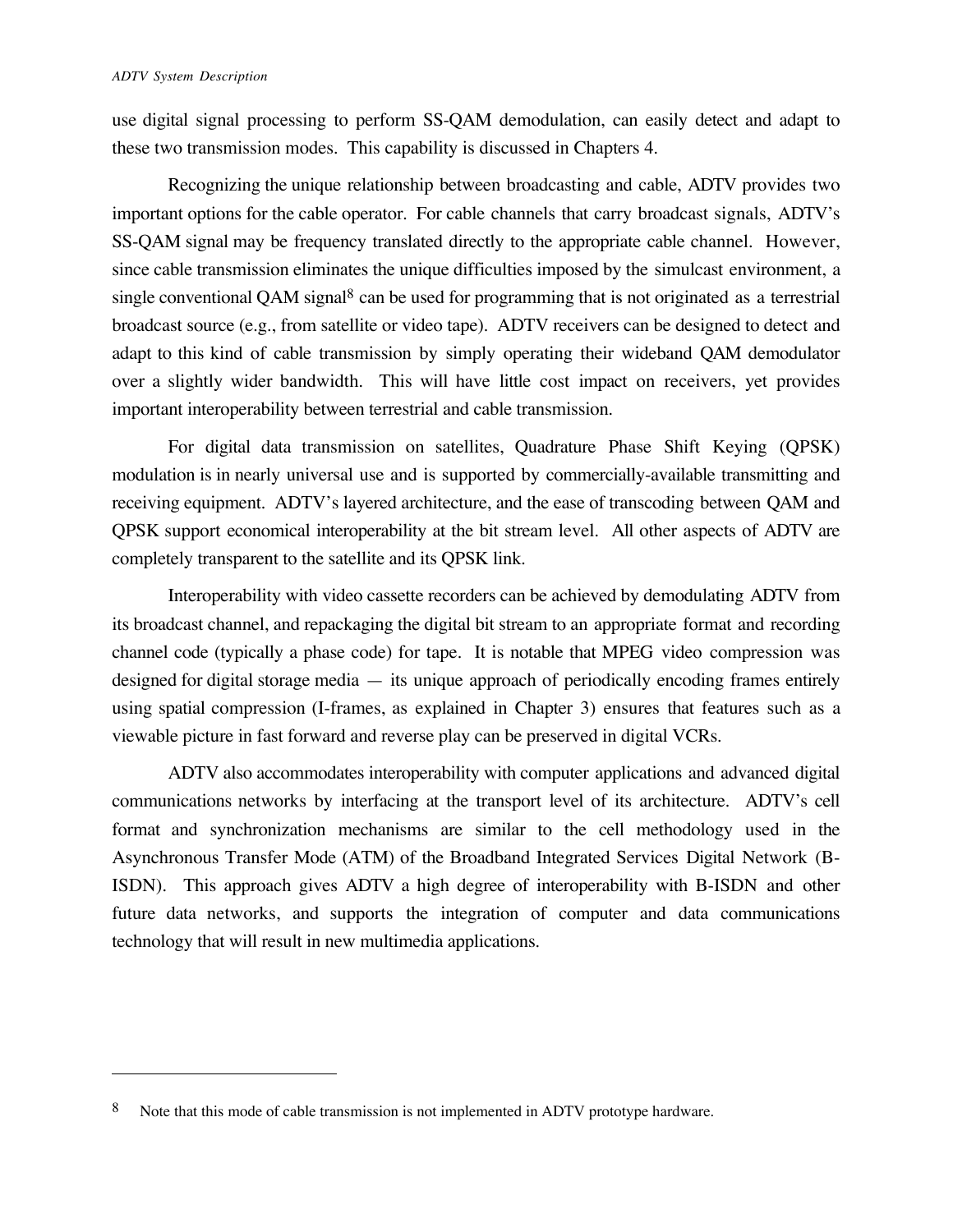use digital signal processing to perform SS-QAM demodulation, can easily detect and adapt to these two transmission modes. This capability is discussed in Chapters 4.

Recognizing the unique relationship between broadcasting and cable, ADTV provides two important options for the cable operator. For cable channels that carry broadcast signals, ADTV's SS-QAM signal may be frequency translated directly to the appropriate cable channel. However, since cable transmission eliminates the unique difficulties imposed by the simulcast environment, a single conventional QAM signal[8] can be used for programming that is not originated as a terrestrial broadcast source (e.g., from satellite or video tape). ADTV receivers can be designed to detect and adapt to this kind of cable transmission by simply operating their wideband QAM demodulator over a slightly wider bandwidth. This will have little cost impact on receivers, yet provides important interoperability between terrestrial and cable transmission.

For digital data transmission on satellites, Quadrature Phase Shift Keying (QPSK) modulation is in nearly universal use and is supported by commercially-available transmitting and receiving equipment. ADTV's layered architecture, and the ease of transcoding between QAM and QPSK support economical interoperability at the bit stream level. All other aspects of ADTV are completely transparent to the satellite and its QPSK link.

Interoperability with video cassette recorders can be achieved by demodulating ADTV from its broadcast channel, and repackaging the digital bit stream to an appropriate format and recording channel code (typically a phase code) for tape. It is notable that MPEG video compression was designed for digital storage media — its unique approach of periodically encoding frames entirely using spatial compression (I-frames, as explained in Chapter 3) ensures that features such as a viewable picture in fast forward and reverse play can be preserved in digital VCRs.

ADTV also accommodates interoperability with computer applications and advanced digital communications networks by interfacing at the transport level of its architecture. ADTV's cell format and synchronization mechanisms are similar to the cell methodology used in the Asynchronous Transfer Mode (ATM) of the Broadband Integrated Services Digital Network (B-ISDN). This approach gives ADTV a high degree of interoperability with B-ISDN and other future data networks, and supports the integration of computer and data communications technology that will result in new multimedia applications.

---

[8] Note that this mode of cable transmission is not implemented in ADTV prototype hardware.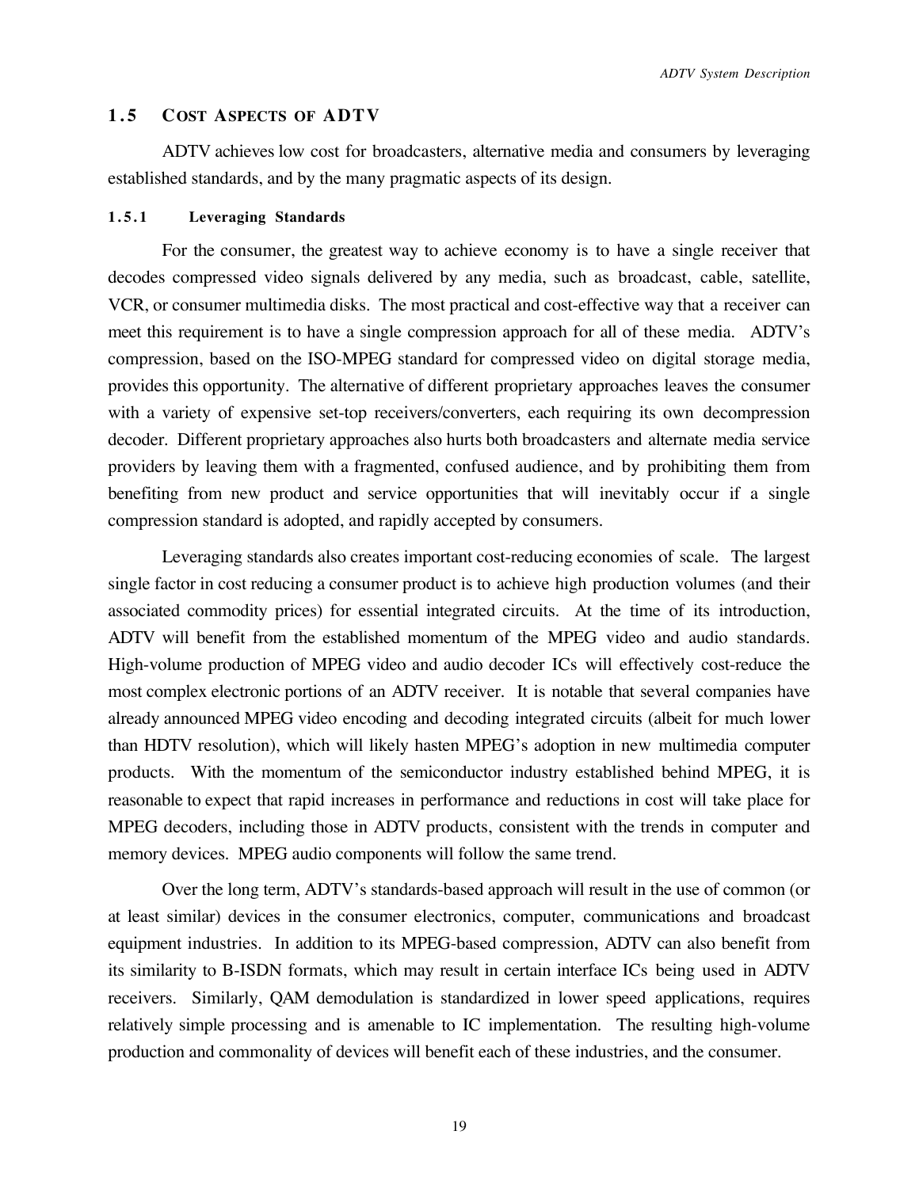## 1.5 COST ASPECTS OF ADTV

ADTV achieves low cost for broadcasters, alternative media and consumers by leveraging established standards, and by the many pragmatic aspects of its design.

### 1.5.1 Leveraging Standards

For the consumer, the greatest way to achieve economy is to have a single receiver that decodes compressed video signals delivered by any media, such as broadcast, cable, satellite, VCR, or consumer multimedia disks. The most practical and cost-effective way that a receiver can meet this requirement is to have a single compression approach for all of these media. ADTV's compression, based on the ISO-MPEG standard for compressed video on digital storage media, provides this opportunity. The alternative of different proprietary approaches leaves the consumer with a variety of expensive set-top receivers/converters, each requiring its own decompression decoder. Different proprietary approaches also hurts both broadcasters and alternate media service providers by leaving them with a fragmented, confused audience, and by prohibiting them from benefiting from new product and service opportunities that will inevitably occur if a single compression standard is adopted, and rapidly accepted by consumers.

Leveraging standards also creates important cost-reducing economies of scale. The largest single factor in cost reducing a consumer product is to achieve high production volumes (and their associated commodity prices) for essential integrated circuits. At the time of its introduction, ADTV will benefit from the established momentum of the MPEG video and audio standards. High-volume production of MPEG video and audio decoder ICs will effectively cost-reduce the most complex electronic portions of an ADTV receiver. It is notable that several companies have already announced MPEG video encoding and decoding integrated circuits (albeit for much lower than HDTV resolution), which will likely hasten MPEG's adoption in new multimedia computer products. With the momentum of the semiconductor industry established behind MPEG, it is reasonable to expect that rapid increases in performance and reductions in cost will take place for MPEG decoders, including those in ADTV products, consistent with the trends in computer and memory devices. MPEG audio components will follow the same trend.

Over the long term, ADTV's standards-based approach will result in the use of common (or at least similar) devices in the consumer electronics, computer, communications and broadcast equipment industries. In addition to its MPEG-based compression, ADTV can also benefit from its similarity to B-ISDN formats, which may result in certain interface ICs being used in ADTV receivers. Similarly, QAM demodulation is standardized in lower speed applications, requires relatively simple processing and is amenable to IC implementation. The resulting high-volume production and commonality of devices will benefit each of these industries, and the consumer.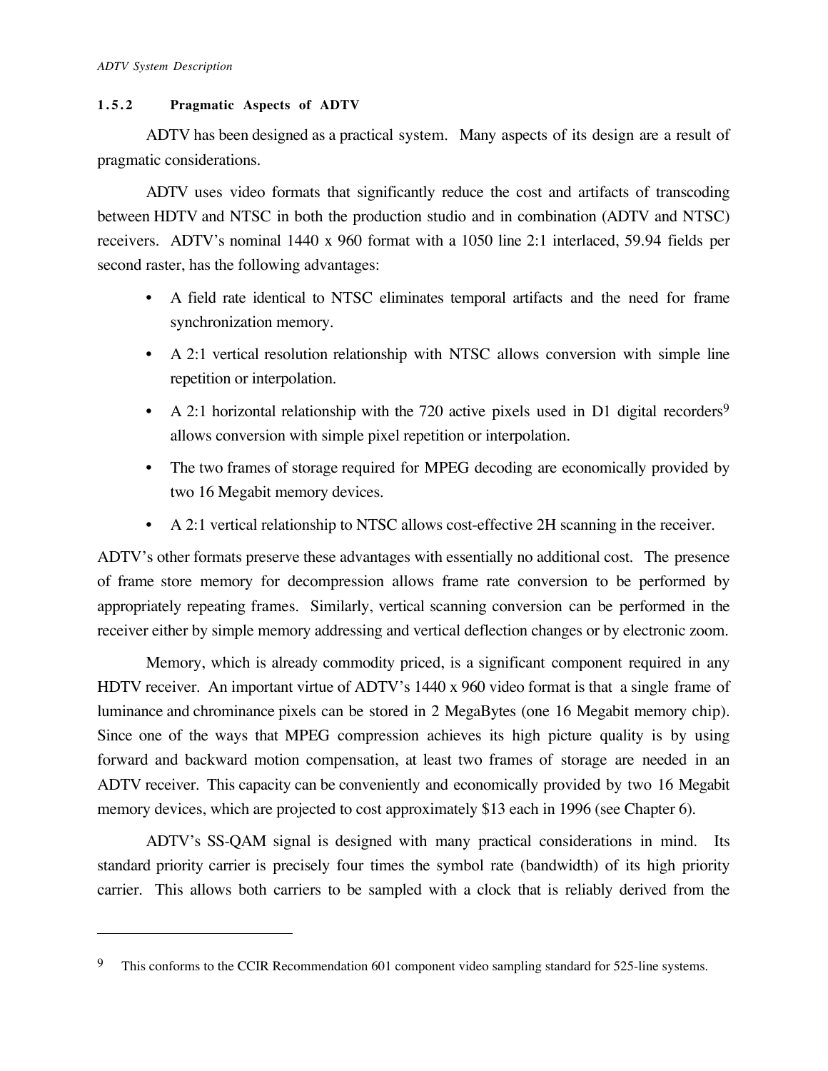### 1.5.2 Pragmatic Aspects of ADTV

ADTV has been designed as a practical system. Many aspects of its design are a result of pragmatic considerations.

ADTV uses video formats that significantly reduce the cost and artifacts of transcoding between HDTV and NTSC in both the production studio and in combination (ADTV and NTSC) receivers. ADTV's nominal 1440 x 960 format with a 1050 line 2:1 interlaced, 59.94 fields per second raster, has the following advantages:

- A field rate identical to NTSC eliminates temporal artifacts and the need for frame synchronization memory.
- A 2:1 vertical resolution relationship with NTSC allows conversion with simple line repetition or interpolation.
- A 2:1 horizontal relationship with the 720 active pixels used in D1 digital recorders[9] allows conversion with simple pixel repetition or interpolation.
- The two frames of storage required for MPEG decoding are economically provided by two 16 Megabit memory devices.
- A 2:1 vertical relationship to NTSC allows cost-effective 2H scanning in the receiver.

ADTV's other formats preserve these advantages with essentially no additional cost. The presence of frame store memory for decompression allows frame rate conversion to be performed by appropriately repeating frames. Similarly, vertical scanning conversion can be performed in the receiver either by simple memory addressing and vertical deflection changes or by electronic zoom.

Memory, which is already commodity priced, is a significant component required in any HDTV receiver. An important virtue of ADTV's 1440 x 960 video format is that a single frame of luminance and chrominance pixels can be stored in 2 MegaBytes (one 16 Megabit memory chip). Since one of the ways that MPEG compression achieves its high picture quality is by using forward and backward motion compensation, at least two frames of storage are needed in an ADTV receiver. This capacity can be conveniently and economically provided by two 16 Megabit memory devices, which are projected to cost approximately $13 each in 1996 (see Chapter 6).

ADTV's SS-QAM signal is designed with many practical considerations in mind. Its standard priority carrier is precisely four times the symbol rate (bandwidth) of its high priority carrier. This allows both carriers to be sampled with a clock that is reliably derived from the

---

[9] This conforms to the CCIR Recommendation 601 component video sampling standard for 525-line systems.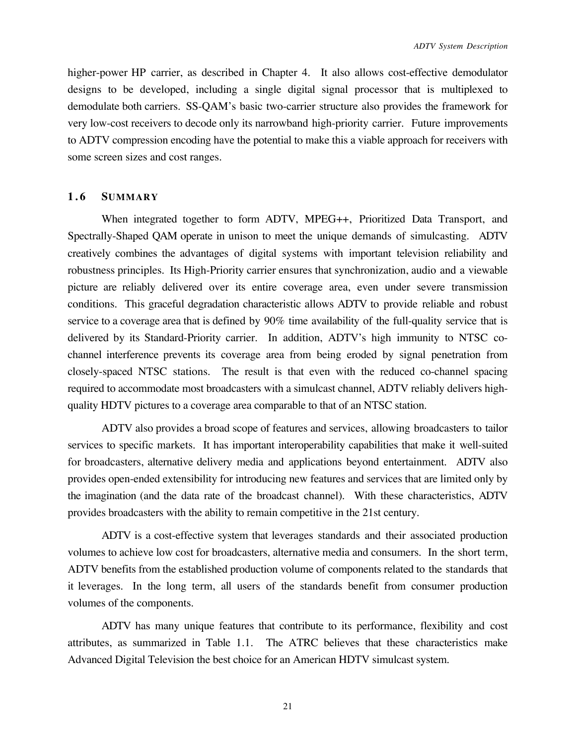higher-power HP carrier, as described in Chapter 4. It also allows cost-effective demodulator designs to be developed, including a single digital signal processor that is multiplexed to demodulate both carriers. SS-QAM's basic two-carrier structure also provides the framework for very low-cost receivers to decode only its narrowband high-priority carrier. Future improvements to ADTV compression encoding have the potential to make this a viable approach for receivers with some screen sizes and cost ranges.

## 1.6 SUMMARY

When integrated together to form ADTV, MPEG++, Prioritized Data Transport, and Spectrally-Shaped QAM operate in unison to meet the unique demands of simulcasting. ADTV creatively combines the advantages of digital systems with important television reliability and robustness principles. Its High-Priority carrier ensures that synchronization, audio and a viewable picture are reliably delivered over its entire coverage area, even under severe transmission conditions. This graceful degradation characteristic allows ADTV to provide reliable and robust service to a coverage area that is defined by 90% time availability of the full-quality service that is delivered by its Standard-Priority carrier. In addition, ADTV's high immunity to NTSC co-channel interference prevents its coverage area from being eroded by signal penetration from closely-spaced NTSC stations. The result is that even with the reduced co-channel spacing required to accommodate most broadcasters with a simulcast channel, ADTV reliably delivers high-quality HDTV pictures to a coverage area comparable to that of an NTSC station.

ADTV also provides a broad scope of features and services, allowing broadcasters to tailor services to specific markets. It has important interoperability capabilities that make it well-suited for broadcasters, alternative delivery media and applications beyond entertainment. ADTV also provides open-ended extensibility for introducing new features and services that are limited only by the imagination (and the data rate of the broadcast channel). With these characteristics, ADTV provides broadcasters with the ability to remain competitive in the 21st century.

ADTV is a cost-effective system that leverages standards and their associated production volumes to achieve low cost for broadcasters, alternative media and consumers. In the short term, ADTV benefits from the established production volume of components related to the standards that it leverages. In the long term, all users of the standards benefit from consumer production volumes of the components.

ADTV has many unique features that contribute to its performance, flexibility and cost attributes, as summarized in Table 1.1. The ATRC believes that these characteristics make Advanced Digital Television the best choice for an American HDTV simulcast system.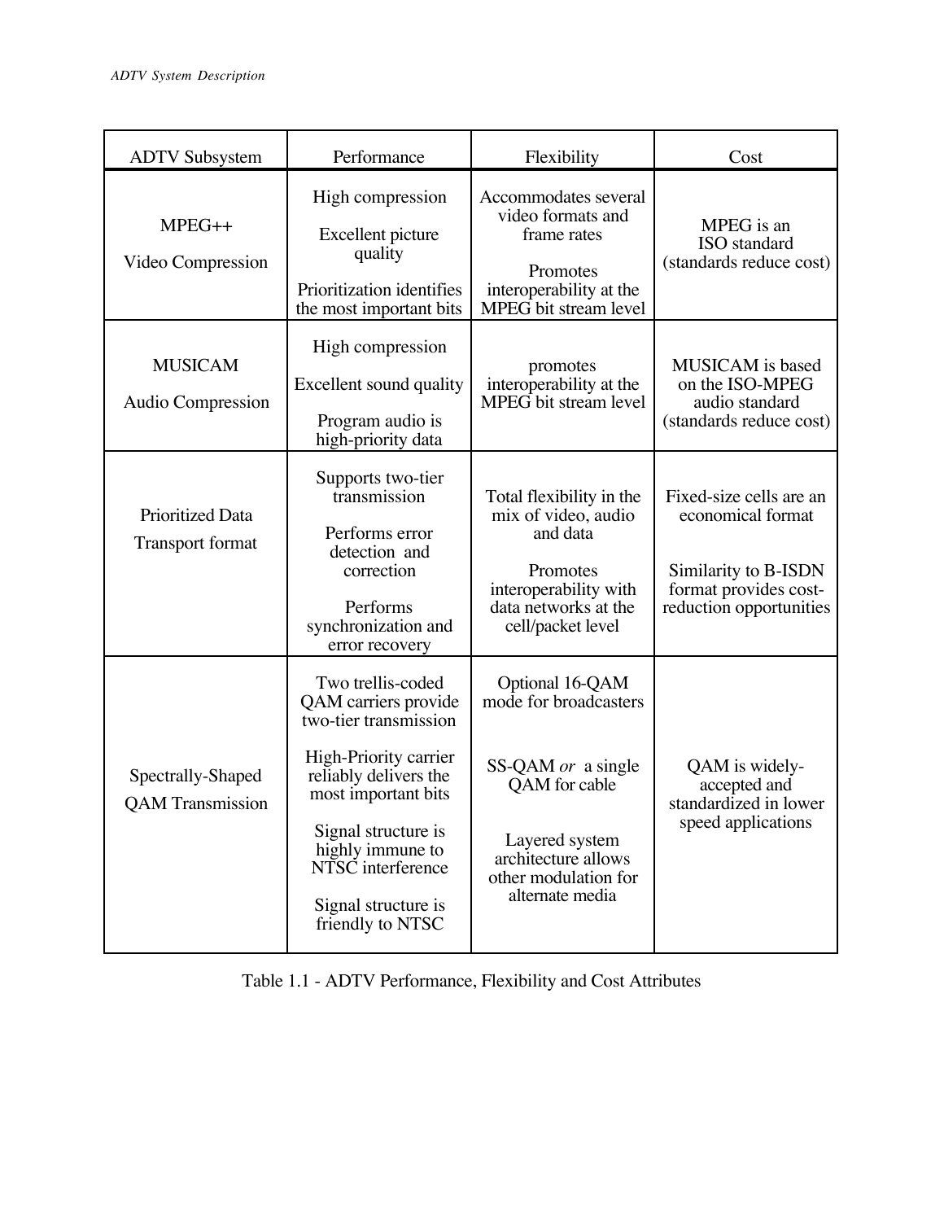| ADTV Subsystem | Performance | Flexibility | Cost |
|---|---|---|---|
| MPEG++<br><br>Video Compression | High compression<br><br>Excellent picture quality<br><br>Prioritization identifies the most important bits | Accommodates several video formats and frame rates<br><br>Promotes interoperability at the MPEG bit stream level | MPEG is an ISO standard (standards reduce cost) |
| MUSICAM<br><br>Audio Compression | High compression<br><br>Excellent sound quality<br><br>Program audio is high-priority data | promotes interoperability at the MPEG bit stream level | MUSICAM is based on the ISO-MPEG audio standard (standards reduce cost) |
| Prioritized Data Transport format | Supports two-tier transmission<br><br>Performs error detection and correction<br><br>Performs synchronization and error recovery | Total flexibility in the mix of video, audio and data<br><br>Promotes interoperability with data networks at the cell/packet level | Fixed-size cells are an economical format<br><br>Similarity to B-ISDN format provides cost-reduction opportunities |
| Spectrally-Shaped QAM Transmission | Two trellis-coded QAM carriers provide two-tier transmission<br><br>High-Priority carrier reliably delivers the most important bits<br><br>Signal structure is highly immune to NTSC interference<br><br>Signal structure is friendly to NTSC | Optional 16-QAM mode for broadcasters<br><br>SS-QAM *or* a single QAM for cable<br><br>Layered system architecture allows other modulation for alternate media | QAM is widely-accepted and standardized in lower speed applications |

Table 1.1 - ADTV Performance, Flexibility and Cost Attributes